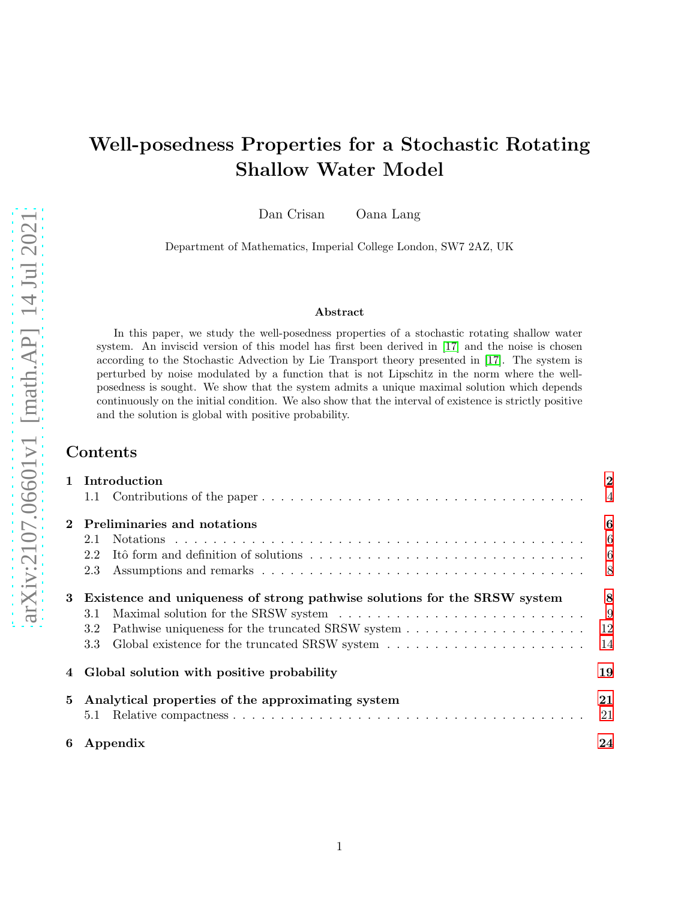# Well-posedness Properties for a Stochastic Rotating Shallow Water Model

Dan Crisan     Oana Lang

Department of Mathematics, Imperial College London, SW7 2AZ, UK

## Abstract

In this paper, we study the well-posedness properties of a stochastic rotating shallow water system. An inviscid version of this model has first been derived in [17] and the noise is chosen according to the Stochastic Advection by Lie Transport theory presented in [17]. The system is perturbed by noise modulated by a function that is not Lipschitz in the norm where the well-posedness is sought. We show that the system admits a unique maximal solution which depends continuously on the initial condition. We also show that the interval of existence is strictly positive and the solution is global with positive probability.

## Contents

- **1 Introduction** — 2
  - 1.1 Contributions of the paper — 4
- **2 Preliminaries and notations** — 6
  - 2.1 Notations — 6
  - 2.2 Itô form and definition of solutions — 6
  - 2.3 Assumptions and remarks — 8
- **3 Existence and uniqueness of strong pathwise solutions for the SRSW system** — 8
  - 3.1 Maximal solution for the SRSW system — 9
  - 3.2 Pathwise uniqueness for the truncated SRSW system — 12
  - 3.3 Global existence for the truncated SRSW system — 14
- **4 Global solution with positive probability** — 19
- **5 Analytical properties of the approximating system** — 21
  - 5.1 Relative compactness — 21
- **6 Appendix** — 24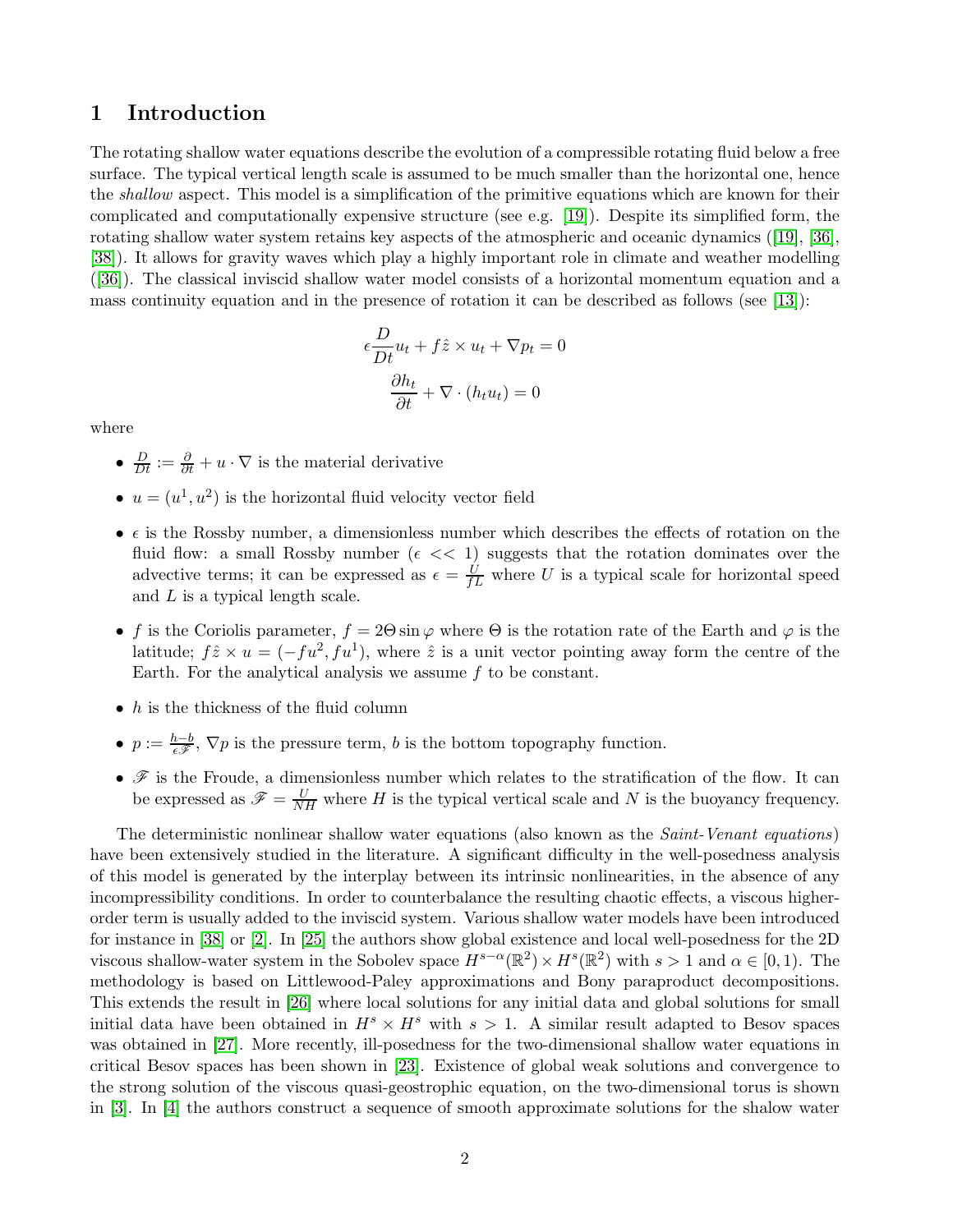# 1 Introduction

The rotating shallow water equations describe the evolution of a compressible rotating fluid below a free surface. The typical vertical length scale is assumed to be much smaller than the horizontal one, hence the *shallow* aspect. This model is a simplification of the primitive equations which are known for their complicated and computationally expensive structure (see e.g. [19]). Despite its simplified form, the rotating shallow water system retains key aspects of the atmospheric and oceanic dynamics ([19], [36], [38]). It allows for gravity waves which play a highly important role in climate and weather modelling ([36]). The classical inviscid shallow water model consists of a horizontal momentum equation and a mass continuity equation and in the presence of rotation it can be described as follows (see [13]):

$$\epsilon \frac{D}{Dt} u_t + f\hat{z} \times u_t + \nabla p_t = 0$$

$$\frac{\partial h_t}{\partial t} + \nabla \cdot (h_t u_t) = 0$$

where

- $\frac{D}{Dt} := \frac{\partial}{\partial t} + u \cdot \nabla$ is the material derivative
- $u = (u^1, u^2)$ is the horizontal fluid velocity vector field
- $\epsilon$ is the Rossby number, a dimensionless number which describes the effects of rotation on the fluid flow: a small Rossby number ($\epsilon << 1$) suggests that the rotation dominates over the advective terms; it can be expressed as $\epsilon = \frac{U}{fL}$ where $U$ is a typical scale for horizontal speed and $L$ is a typical length scale.
- $f$ is the Coriolis parameter, $f = 2\Theta \sin \varphi$ where $\Theta$ is the rotation rate of the Earth and $\varphi$ is the latitude; $f\hat{z} \times u = (-fu^2, fu^1)$, where $\hat{z}$ is a unit vector pointing away form the centre of the Earth. For the analytical analysis we assume $f$ to be constant.
- $h$ is the thickness of the fluid column
- $p := \frac{h-b}{\epsilon \mathscr{F}}$, $\nabla p$ is the pressure term, $b$ is the bottom topography function.
- $\mathscr{F}$ is the Froude, a dimensionless number which relates to the stratification of the flow. It can be expressed as $\mathscr{F} = \frac{U}{NH}$ where $H$ is the typical vertical scale and $N$ is the buoyancy frequency.

The deterministic nonlinear shallow water equations (also known as the *Saint-Venant equations*) have been extensively studied in the literature. A significant difficulty in the well-posedness analysis of this model is generated by the interplay between its intrinsic nonlinearities, in the absence of any incompressibility conditions. In order to counterbalance the resulting chaotic effects, a viscous higher-order term is usually added to the inviscid system. Various shallow water models have been introduced for instance in [38] or [2]. In [25] the authors show global existence and local well-posedness for the 2D viscous shallow-water system in the Sobolev space $H^{s-\alpha}(\mathbb{R}^2) \times H^s(\mathbb{R}^2)$ with $s > 1$ and $\alpha \in [0, 1)$. The methodology is based on Littlewood-Paley approximations and Bony paraproduct decompositions. This extends the result in [26] where local solutions for any initial data and global solutions for small initial data have been obtained in $H^s \times H^s$ with $s > 1$. A similar result adapted to Besov spaces was obtained in [27]. More recently, ill-posedness for the two-dimensional shallow water equations in critical Besov spaces has been shown in [23]. Existence of global weak solutions and convergence to the strong solution of the viscous quasi-geostrophic equation, on the two-dimensional torus is shown in [3]. In [4] the authors construct a sequence of smooth approximate solutions for the shalow water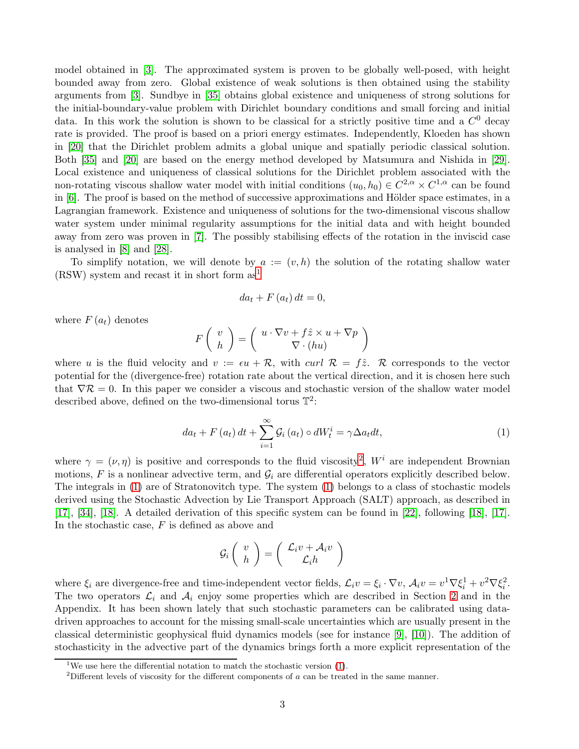model obtained in [3]. The approximated system is proven to be globally well-posed, with height bounded away from zero. Global existence of weak solutions is then obtained using the stability arguments from [3]. Sundbye in [35] obtains global existence and uniqueness of strong solutions for the initial-boundary-value problem with Dirichlet boundary conditions and small forcing and initial data. In this work the solution is shown to be classical for a strictly positive time and a $C^0$ decay rate is provided. The proof is based on a priori energy estimates. Independently, Kloeden has shown in [20] that the Dirichlet problem admits a global unique and spatially periodic classical solution. Both [35] and [20] are based on the energy method developed by Matsumura and Nishida in [29]. Local existence and uniqueness of classical solutions for the Dirichlet problem associated with the non-rotating viscous shallow water model with initial conditions $(u_0, h_0) \in C^{2,\alpha} \times C^{1,\alpha}$ can be found in [6]. The proof is based on the method of successive approximations and Hölder space estimates, in a Lagrangian framework. Existence and uniqueness of solutions for the two-dimensional viscous shallow water system under minimal regularity assumptions for the initial data and with height bounded away from zero was proven in [7]. The possibly stabilising effects of the rotation in the inviscid case is analysed in [8] and [28].

To simplify notation, we will denote by $a := (v, h)$ the solution of the rotating shallow water (RSW) system and recast it in short form as[1]

$$da_t + F(a_t)\, dt = 0,$$

where $F(a_t)$ denotes

$$F\begin{pmatrix} v \\ h \end{pmatrix} = \begin{pmatrix} u \cdot \nabla v + f\hat{z} \times u + \nabla p \\ \nabla \cdot (hu) \end{pmatrix}$$

where $u$ is the fluid velocity and $v := \epsilon u + \mathcal{R}$, with *curl* $\mathcal{R} = f\hat{z}$. $\mathcal{R}$ corresponds to the vector potential for the (divergence-free) rotation rate about the vertical direction, and it is chosen here such that $\nabla \mathcal{R} = 0$. In this paper we consider a viscous and stochastic version of the shallow water model described above, defined on the two-dimensional torus $\mathbb{T}^2$:

$$da_t + F(a_t)\, dt + \sum_{i=1}^{\infty} \mathcal{G}_i(a_t) \circ dW_t^i = \gamma \Delta a_t dt, \tag{1}$$

where $\gamma = (\nu, \eta)$ is positive and corresponds to the fluid viscosity[2], $W^i$ are independent Brownian motions, $F$ is a nonlinear advective term, and $\mathcal{G}_i$ are differential operators explicitly described below. The integrals in (1) are of Stratonovitch type. The system (1) belongs to a class of stochastic models derived using the Stochastic Advection by Lie Transport Approach (SALT) approach, as described in [17], [34], [18]. A detailed derivation of this specific system can be found in [22], following [18], [17]. In the stochastic case, $F$ is defined as above and

$$\mathcal{G}_i\begin{pmatrix} v \\ h \end{pmatrix} = \begin{pmatrix} \mathcal{L}_i v + \mathcal{A}_i v \\ \mathcal{L}_i h \end{pmatrix}$$

where $\xi_i$ are divergence-free and time-independent vector fields, $\mathcal{L}_i v = \xi_i \cdot \nabla v$, $\mathcal{A}_i v = v^1 \nabla \xi_i^1 + v^2 \nabla \xi_i^2$. The two operators $\mathcal{L}_i$ and $\mathcal{A}_i$ enjoy some properties which are described in Section 2 and in the Appendix. It has been shown lately that such stochastic parameters can be calibrated using data-driven approaches to account for the missing small-scale uncertainties which are usually present in the classical deterministic geophysical fluid dynamics models (see for instance [9], [10]). The addition of stochasticity in the advective part of the dynamics brings forth a more explicit representation of the

[1] We use here the differential notation to match the stochastic version (1).

[2] Different levels of viscosity for the different components of $a$ can be treated in the same manner.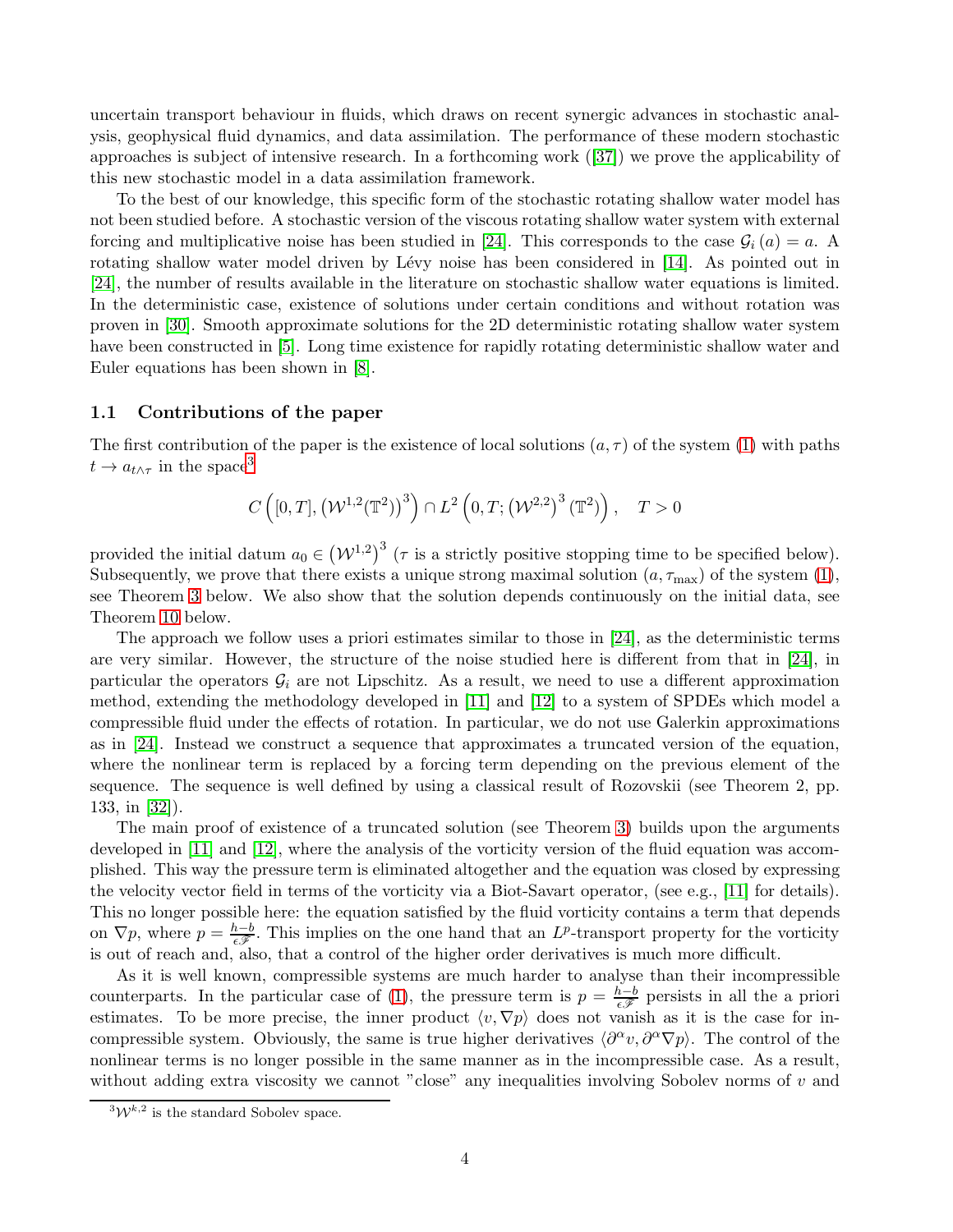uncertain transport behaviour in fluids, which draws on recent synergic advances in stochastic analysis, geophysical fluid dynamics, and data assimilation. The performance of these modern stochastic approaches is subject of intensive research. In a forthcoming work ([37]) we prove the applicability of this new stochastic model in a data assimilation framework.

To the best of our knowledge, this specific form of the stochastic rotating shallow water model has not been studied before. A stochastic version of the viscous rotating shallow water system with external forcing and multiplicative noise has been studied in [24]. This corresponds to the case $\mathcal{G}_i(a) = a$. A rotating shallow water model driven by Lévy noise has been considered in [14]. As pointed out in [24], the number of results available in the literature on stochastic shallow water equations is limited. In the deterministic case, existence of solutions under certain conditions and without rotation was proven in [30]. Smooth approximate solutions for the 2D deterministic rotating shallow water system have been constructed in [5]. Long time existence for rapidly rotating deterministic shallow water and Euler equations has been shown in [8].

### 1.1 Contributions of the paper

The first contribution of the paper is the existence of local solutions $(a, \tau)$ of the system (1) with paths $t \to a_{t\wedge\tau}$ in the space[3]

$$C\left([0,T], \left(\mathcal{W}^{1,2}(\mathbb{T}^2)\right)^3\right) \cap L^2\left(0,T; \left(\mathcal{W}^{2,2}\right)^3(\mathbb{T}^2)\right), \quad T > 0$$

provided the initial datum $a_0 \in \left(\mathcal{W}^{1,2}\right)^3$ ($\tau$ is a strictly positive stopping time to be specified below). Subsequently, we prove that there exists a unique strong maximal solution $(a, \tau_{\max})$ of the system (1), see Theorem 3 below. We also show that the solution depends continuously on the initial data, see Theorem 10 below.

The approach we follow uses a priori estimates similar to those in [24], as the deterministic terms are very similar. However, the structure of the noise studied here is different from that in [24], in particular the operators $\mathcal{G}_i$ are not Lipschitz. As a result, we need to use a different approximation method, extending the methodology developed in [11] and [12] to a system of SPDEs which model a compressible fluid under the effects of rotation. In particular, we do not use Galerkin approximations as in [24]. Instead we construct a sequence that approximates a truncated version of the equation, where the nonlinear term is replaced by a forcing term depending on the previous element of the sequence. The sequence is well defined by using a classical result of Rozovskii (see Theorem 2, pp. 133, in [32]).

The main proof of existence of a truncated solution (see Theorem 3) builds upon the arguments developed in [11] and [12], where the analysis of the vorticity version of the fluid equation was accomplished. This way the pressure term is eliminated altogether and the equation was closed by expressing the velocity vector field in terms of the vorticity via a Biot-Savart operator, (see e.g., [11] for details). This no longer possible here: the equation satisfied by the fluid vorticity contains a term that depends on $\nabla p$, where $p = \frac{h-b}{\epsilon\mathscr{F}}$. This implies on the one hand that an $L^p$-transport property for the vorticity is out of reach and, also, that a control of the higher order derivatives is much more difficult.

As it is well known, compressible systems are much harder to analyse than their incompressible counterparts. In the particular case of (1), the pressure term is $p = \frac{h-b}{\epsilon\mathscr{F}}$ persists in all the a priori estimates. To be more precise, the inner product $\langle v, \nabla p\rangle$ does not vanish as it is the case for incompressible system. Obviously, the same is true higher derivatives $\langle \partial^\alpha v, \partial^\alpha \nabla p\rangle$. The control of the nonlinear terms is no longer possible in the same manner as in the incompressible case. As a result, without adding extra viscosity we cannot "close" any inequalities involving Sobolev norms of $v$ and

[3] $\mathcal{W}^{k,2}$ is the standard Sobolev space.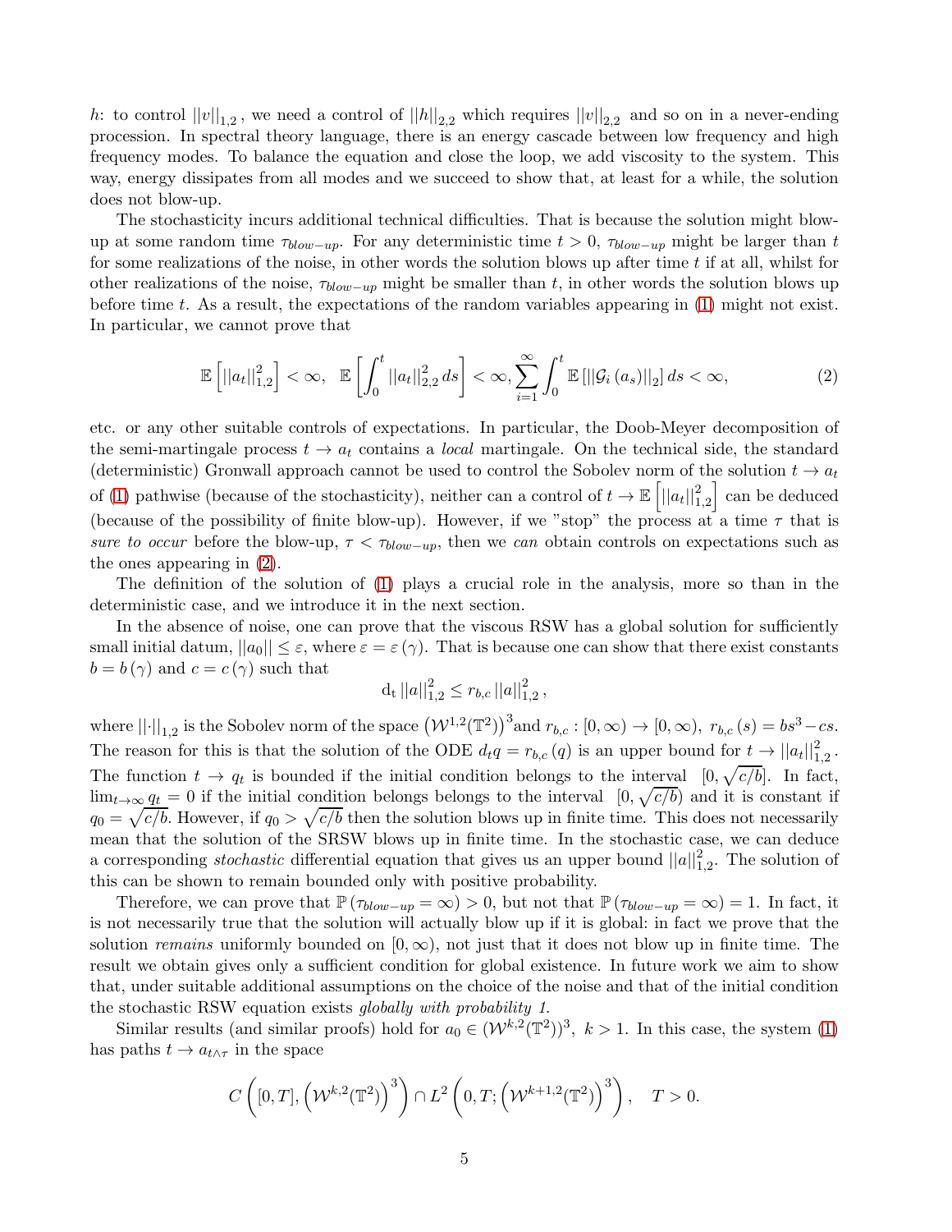$h$: to control $||v||_{1,2}$, we need a control of $||h||_{2,2}$ which requires $||v||_{2,2}$ and so on in a never-ending procession. In spectral theory language, there is an energy cascade between low frequency and high frequency modes. To balance the equation and close the loop, we add viscosity to the system. This way, energy dissipates from all modes and we succeed to show that, at least for a while, the solution does not blow-up.

The stochasticity incurs additional technical difficulties. That is because the solution might blow-up at some random time $\tau_{blow-up}$. For any deterministic time $t > 0$, $\tau_{blow-up}$ might be larger than $t$ for some realizations of the noise, in other words the solution blows up after time $t$ if at all, whilst for other realizations of the noise, $\tau_{blow-up}$ might be smaller than $t$, in other words the solution blows up before time $t$. As a result, the expectations of the random variables appearing in (1) might not exist. In particular, we cannot prove that

$$\mathbb{E}\left[||a_t||_{1,2}^2\right] < \infty, \quad \mathbb{E}\left[\int_0^t ||a_t||_{2,2}^2 \, ds\right] < \infty, \sum_{i=1}^{\infty} \int_0^t \mathbb{E}\left[||\mathcal{G}_i\left(a_s\right)||_2\right] ds < \infty, \tag{2}$$

etc. or any other suitable controls of expectations. In particular, the Doob-Meyer decomposition of the semi-martingale process $t \to a_t$ contains a *local* martingale. On the technical side, the standard (deterministic) Gronwall approach cannot be used to control the Sobolev norm of the solution $t \to a_t$ of (1) pathwise (because of the stochasticity), neither can a control of $t \to \mathbb{E}\left[||a_t||_{1,2}^2\right]$ can be deduced (because of the possibility of finite blow-up). However, if we "stop" the process at a time $\tau$ that is *sure to occur* before the blow-up, $\tau < \tau_{blow-up}$, then we *can* obtain controls on expectations such as the ones appearing in (2).

The definition of the solution of (1) plays a crucial role in the analysis, more so than in the deterministic case, and we introduce it in the next section.

In the absence of noise, one can prove that the viscous RSW has a global solution for sufficiently small initial datum, $||a_0|| \leq \varepsilon$, where $\varepsilon = \varepsilon\left(\gamma\right)$. That is because one can show that there exist constants $b = b\left(\gamma\right)$ and $c = c\left(\gamma\right)$ such that

$$\mathrm{d_t} \, ||a||_{1,2}^2 \leq r_{b,c} \, ||a||_{1,2}^2 \,,$$

where $||\cdot||_{1,2}$ is the Sobolev norm of the space $\left(\mathcal{W}^{1,2}(\mathbb{T}^2)\right)^3$and $r_{b,c} : [0,\infty) \to [0,\infty)$, $r_{b,c}\left(s\right) = bs^3 - cs$. The reason for this is that the solution of the ODE $d_t q = r_{b,c}\left(q\right)$ is an upper bound for $t \to ||a_t||_{1,2}^2$. The function $t \to q_t$ is bounded if the initial condition belongs to the interval $[0, \sqrt{c/b}]$. In fact, $\lim_{t\to\infty} q_t = 0$ if the initial condition belongs belongs to the interval $[0, \sqrt{c/b})$ and it is constant if $q_0 = \sqrt{c/b}$. However, if $q_0 > \sqrt{c/b}$ then the solution blows up in finite time. This does not necessarily mean that the solution of the SRSW blows up in finite time. In the stochastic case, we can deduce a corresponding *stochastic* differential equation that gives us an upper bound $||a||_{1,2}^2$. The solution of this can be shown to remain bounded only with positive probability.

Therefore, we can prove that $\mathbb{P}\left(\tau_{blow-up} = \infty\right) > 0$, but not that $\mathbb{P}\left(\tau_{blow-up} = \infty\right) = 1$. In fact, it is not necessarily true that the solution will actually blow up if it is global: in fact we prove that the solution *remains* uniformly bounded on $[0,\infty)$, not just that it does not blow up in finite time. The result we obtain gives only a sufficient condition for global existence. In future work we aim to show that, under suitable additional assumptions on the choice of the noise and that of the initial condition the stochastic RSW equation exists *globally with probability 1.*

Similar results (and similar proofs) hold for $a_0 \in (\mathcal{W}^{k,2}(\mathbb{T}^2))^3$, $k > 1$. In this case, the system (1) has paths $t \to a_{t\wedge\tau}$ in the space

$$C\left([0,T], \left(\mathcal{W}^{k,2}(\mathbb{T}^2)\right)^3\right) \cap L^2\left(0,T; \left(\mathcal{W}^{k+1,2}(\mathbb{T}^2)\right)^3\right), \quad T > 0.$$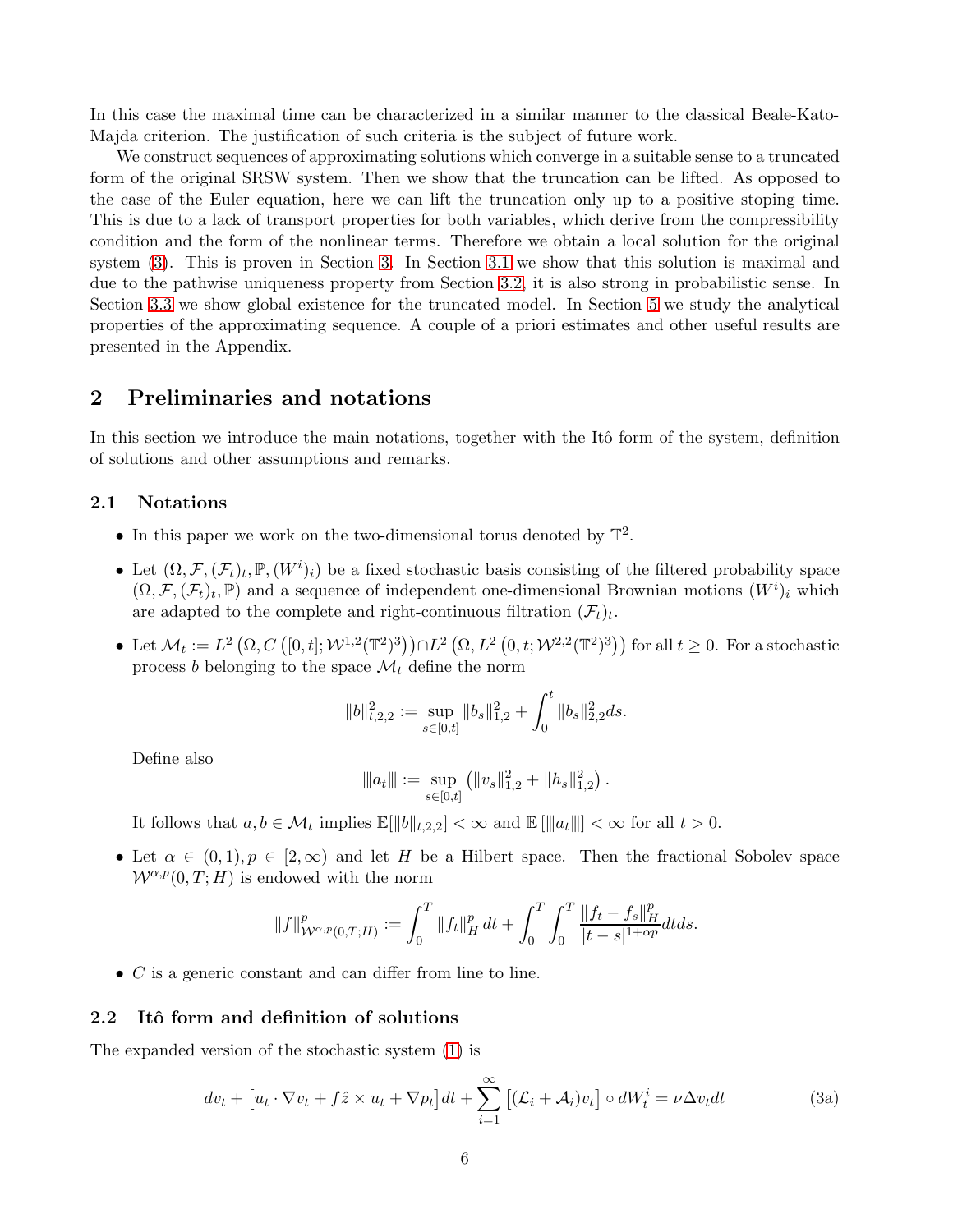In this case the maximal time can be characterized in a similar manner to the classical Beale-Kato-Majda criterion. The justification of such criteria is the subject of future work.

We construct sequences of approximating solutions which converge in a suitable sense to a truncated form of the original SRSW system. Then we show that the truncation can be lifted. As opposed to the case of the Euler equation, here we can lift the truncation only up to a positive stoping time. This is due to a lack of transport properties for both variables, which derive from the compressibility condition and the form of the nonlinear terms. Therefore we obtain a local solution for the original system (3). This is proven in Section 3. In Section 3.1 we show that this solution is maximal and due to the pathwise uniqueness property from Section 3.2, it is also strong in probabilistic sense. In Section 3.3 we show global existence for the truncated model. In Section 5 we study the analytical properties of the approximating sequence. A couple of a priori estimates and other useful results are presented in the Appendix.

# 2 Preliminaries and notations

In this section we introduce the main notations, together with the Itô form of the system, definition of solutions and other assumptions and remarks.

## 2.1 Notations

- In this paper we work on the two-dimensional torus denoted by $\mathbb{T}^2$.
- Let $(\Omega, \mathcal{F}, (\mathcal{F}_t)_t, \mathbb{P}, (W^i)_i)$ be a fixed stochastic basis consisting of the filtered probability space $(\Omega, \mathcal{F}, (\mathcal{F}_t)_t, \mathbb{P})$ and a sequence of independent one-dimensional Brownian motions $(W^i)_i$ which are adapted to the complete and right-continuous filtration $(\mathcal{F}_t)_t$.
- Let $\mathcal{M}_t := L^2\left(\Omega, C\left([0,t]; \mathcal{W}^{1,2}(\mathbb{T}^2)^3\right)\right) \cap L^2\left(\Omega, L^2\left(0,t; \mathcal{W}^{2,2}(\mathbb{T}^2)^3\right)\right)$ for all $t \geq 0$. For a stochastic process $b$ belonging to the space $\mathcal{M}_t$ define the norm

$$\|b\|_{t,2,2}^2 := \sup_{s\in[0,t]} \|b_s\|_{1,2}^2 + \int_0^t \|b_s\|_{2,2}^2 ds.$$

  Define also

$$|||a_t||| := \sup_{s\in[0,t]} \left(\|v_s\|_{1,2}^2 + \|h_s\|_{1,2}^2\right).$$

  It follows that $a, b \in \mathcal{M}_t$ implies $\mathbb{E}[\|b\|_{t,2,2}] < \infty$ and $\mathbb{E}\left[|||a_t|||\right] < \infty$ for all $t > 0$.
- Let $\alpha \in (0,1), p \in [2,\infty)$ and let $H$ be a Hilbert space. Then the fractional Sobolev space $\mathcal{W}^{\alpha,p}(0,T;H)$ is endowed with the norm

$$\|f\|_{\mathcal{W}^{\alpha,p}(0,T;H)}^p := \int_0^T \|f_t\|_H^p dt + \int_0^T \int_0^T \frac{\|f_t - f_s\|_H^p}{|t-s|^{1+\alpha p}} dt ds.$$

- $C$ is a generic constant and can differ from line to line.

## 2.2 Itô form and definition of solutions

The expanded version of the stochastic system (1) is

$$dv_t + \left[u_t \cdot \nabla v_t + f\hat{z} \times u_t + \nabla p_t\right] dt + \sum_{i=1}^{\infty} \left[(\mathcal{L}_i + \mathcal{A}_i)v_t\right] \circ dW_t^i = \nu \Delta v_t dt \tag{3a}$$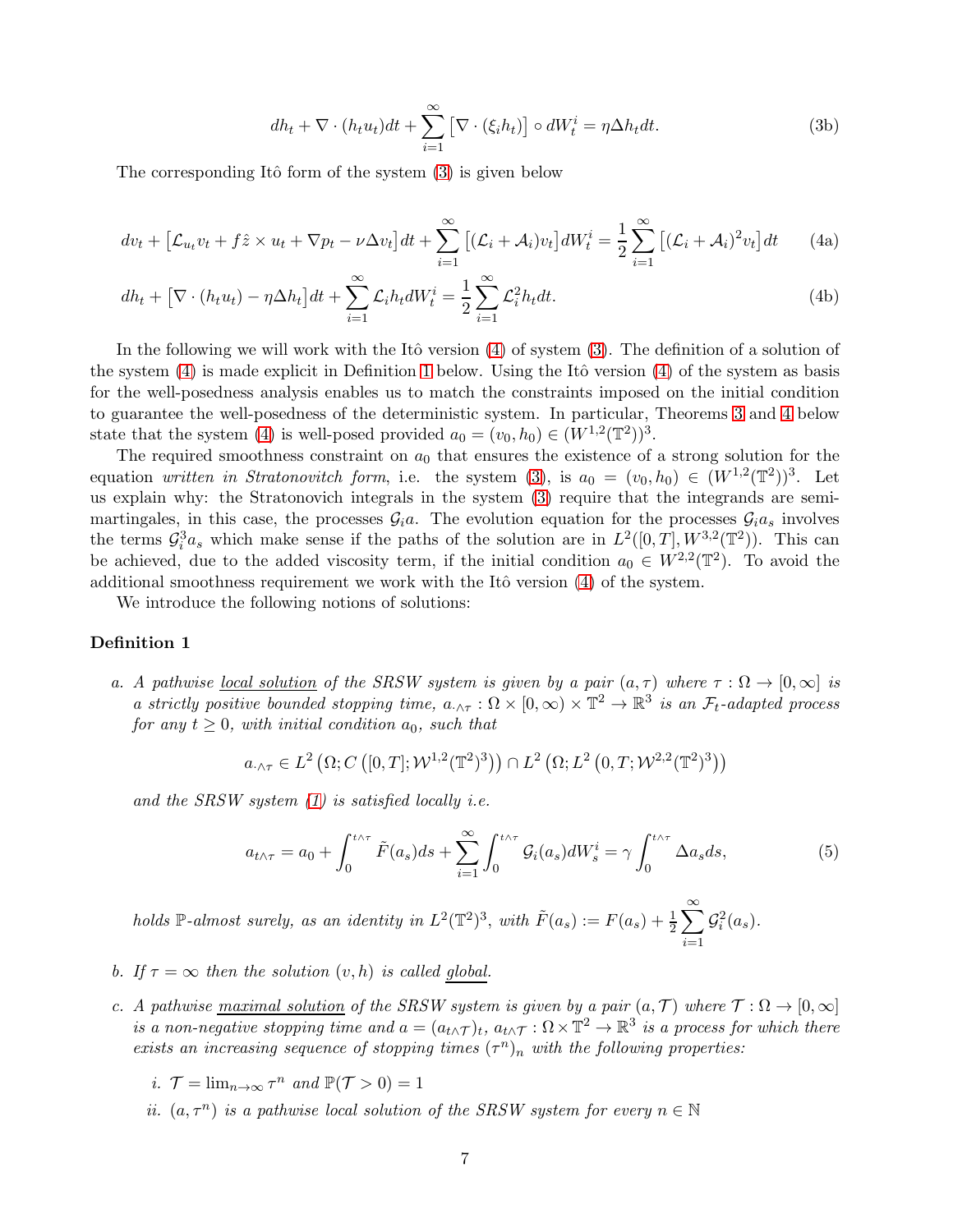$$
dh_t + \nabla \cdot (h_t u_t)dt + \sum_{i=1}^{\infty} \left[\nabla \cdot (\xi_i h_t)\right] \circ dW_t^i = \eta \Delta h_t dt. \tag{3b}
$$

The corresponding Itô form of the system (3) is given below

$$
dv_t + \left[\mathcal{L}_{u_t} v_t + f\hat{z} \times u_t + \nabla p_t - \nu \Delta v_t\right] dt + \sum_{i=1}^{\infty} \left[(\mathcal{L}_i + \mathcal{A}_i) v_t\right] dW_t^i = \frac{1}{2} \sum_{i=1}^{\infty} \left[(\mathcal{L}_i + \mathcal{A}_i)^2 v_t\right] dt \tag{4a}
$$

$$
dh_t + \left[\nabla \cdot (h_t u_t) - \eta \Delta h_t\right] dt + \sum_{i=1}^{\infty} \mathcal{L}_i h_t dW_t^i = \frac{1}{2} \sum_{i=1}^{\infty} \mathcal{L}_i^2 h_t dt. \tag{4b}
$$

In the following we will work with the Itô version (4) of system (3). The definition of a solution of the system (4) is made explicit in Definition 1 below. Using the Itô version (4) of the system as basis for the well-posedness analysis enables us to match the constraints imposed on the initial condition to guarantee the well-posedness of the deterministic system. In particular, Theorems 3 and 4 below state that the system (4) is well-posed provided $a_0 = (v_0, h_0) \in (W^{1,2}(\mathbb{T}^2))^3$.

The required smoothness constraint on $a_0$ that ensures the existence of a strong solution for the equation *written in Stratonovitch form*, i.e. the system (3), is $a_0 = (v_0, h_0) \in (W^{1,2}(\mathbb{T}^2))^3$. Let us explain why: the Stratonovich integrals in the system (3) require that the integrands are semi-martingales, in this case, the processes $\mathcal{G}_i a$. The evolution equation for the processes $\mathcal{G}_i a_s$ involves the terms $\mathcal{G}_i^3 a_s$ which make sense if the paths of the solution are in $L^2([0,T], W^{3,2}(\mathbb{T}^2))$. This can be achieved, due to the added viscosity term, if the initial condition $a_0 \in W^{2,2}(\mathbb{T}^2)$. To avoid the additional smoothness requirement we work with the Itô version (4) of the system.

We introduce the following notions of solutions:

**Definition 1**

a. *A pathwise* <u>*local solution*</u> *of the SRSW system is given by a pair $(a, \tau)$ where $\tau : \Omega \to [0, \infty]$ is a strictly positive bounded stopping time, $a_{\cdot \wedge \tau} : \Omega \times [0, \infty) \times \mathbb{T}^2 \to \mathbb{R}^3$ is an $\mathcal{F}_t$-adapted process for any $t \geq 0$, with initial condition $a_0$, such that*

$$
a_{\cdot \wedge \tau} \in L^2\left(\Omega; C\left([0,T]; \mathcal{W}^{1,2}(\mathbb{T}^2)^3\right)\right) \cap L^2\left(\Omega; L^2\left(0, T; \mathcal{W}^{2,2}(\mathbb{T}^2)^3\right)\right)
$$

*and the SRSW system (1) is satisfied locally i.e.*

$$
a_{t\wedge\tau} = a_0 + \int_0^{t\wedge\tau} \tilde{F}(a_s) ds + \sum_{i=1}^{\infty} \int_0^{t\wedge\tau} \mathcal{G}_i(a_s) dW_s^i = \gamma \int_0^{t\wedge\tau} \Delta a_s ds, \tag{5}
$$

*holds $\mathbb{P}$-almost surely, as an identity in $L^2(\mathbb{T}^2)^3$, with $\tilde{F}(a_s) := F(a_s) + \frac{1}{2} \sum_{i=1}^{\infty} \mathcal{G}_i^2(a_s)$.*

b. *If $\tau = \infty$ then the solution $(v, h)$ is called* <u>*global*</u>.

c. *A pathwise* <u>*maximal solution*</u> *of the SRSW system is given by a pair $(a, \mathcal{T})$ where $\mathcal{T} : \Omega \to [0, \infty]$ is a non-negative stopping time and $a = (a_{t\wedge\mathcal{T}})_t$, $a_{t\wedge\mathcal{T}} : \Omega \times \mathbb{T}^2 \to \mathbb{R}^3$ is a process for which there exists an increasing sequence of stopping times $(\tau^n)_n$ with the following properties:*

   i. *$\mathcal{T} = \lim_{n\to\infty} \tau^n$ and $\mathbb{P}(\mathcal{T} > 0) = 1$*

   ii. *$(a, \tau^n)$ is a pathwise local solution of the SRSW system for every $n \in \mathbb{N}$*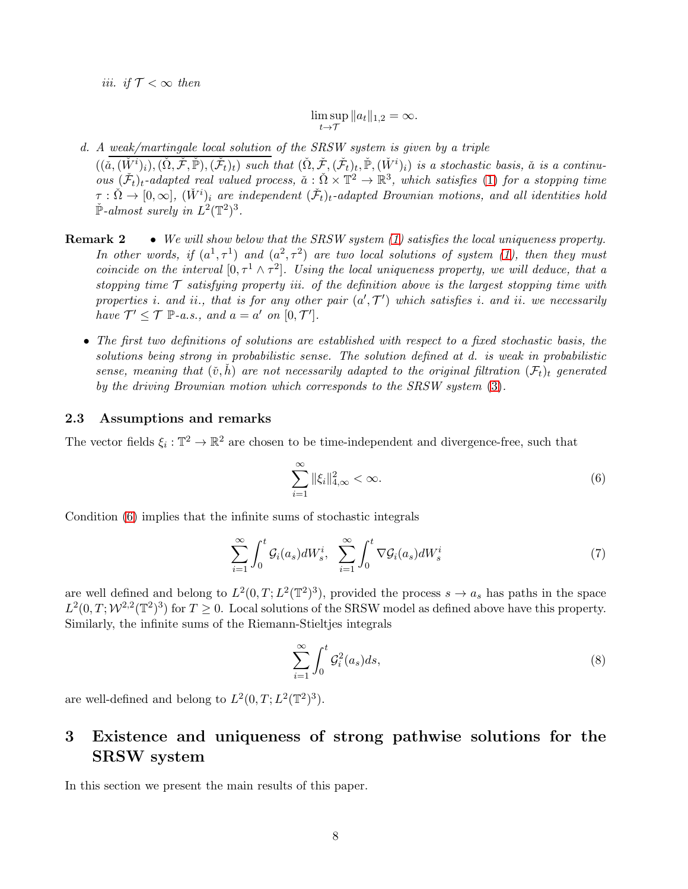*iii. if $\mathcal{T} < \infty$ then*

$$\limsup_{t \to \mathcal{T}} \|a_t\|_{1,2} = \infty.$$

d. *A* <u>*weak/martingale local solution*</u> *of the SRSW system is given by a triple* $((\check{a}, (\check{W}^i)_i), (\check{\Omega}, \check{\mathcal{F}}, \check{\mathbb{P}}), (\check{\mathcal{F}}_t)_t)$ *such that* $(\check{\Omega}, \check{\mathcal{F}}, (\check{\mathcal{F}}_t)_t, \check{\mathbb{P}}, (\check{W}^i)_i)$ *is a stochastic basis,* $\check{a}$ *is a continuous* $(\check{\mathcal{F}}_t)_t$*-adapted real valued process,* $\check{a} : \check{\Omega} \times \mathbb{T}^2 \to \mathbb{R}^3$*, which satisfies* (1) *for a stopping time* $\tau : \check{\Omega} \to [0, \infty]$*,* $(\check{W}^i)_i$ *are independent* $(\check{\mathcal{F}}_t)_t$*-adapted Brownian motions, and all identities hold* $\check{\mathbb{P}}$*-almost surely in* $L^2(\mathbb{T}^2)^3$*.*

**Remark 2**

- *We will show below that the SRSW system (1) satisfies the local uniqueness property. In other words, if* $(a^1, \tau^1)$ *and* $(a^2, \tau^2)$ *are two local solutions of system (1), then they must coincide on the interval* $[0, \tau^1 \wedge \tau^2]$*. Using the local uniqueness property, we will deduce, that a stopping time* $\mathcal{T}$ *satisfying property iii. of the definition above is the largest stopping time with properties i. and ii., that is for any other pair* $(a', \mathcal{T}')$ *which satisfies i. and ii. we necessarily have* $\mathcal{T}' \leq \mathcal{T}$ $\mathbb{P}$*-a.s., and* $a = a'$ *on* $[0, \mathcal{T}']$*.*
- *The first two definitions of solutions are established with respect to a fixed stochastic basis, the solutions being strong in probabilistic sense. The solution defined at d. is weak in probabilistic sense, meaning that* $(\check{v}, \check{h})$ *are not necessarily adapted to the original filtration* $(\mathcal{F}_t)_t$ *generated by the driving Brownian motion which corresponds to the SRSW system* (3)*.*

### 2.3 Assumptions and remarks

The vector fields $\xi_i : \mathbb{T}^2 \to \mathbb{R}^2$ are chosen to be time-independent and divergence-free, such that

$$\sum_{i=1}^{\infty} \|\xi_i\|_{4,\infty}^2 < \infty. \tag{6}$$

Condition (6) implies that the infinite sums of stochastic integrals

$$\sum_{i=1}^{\infty} \int_0^t \mathcal{G}_i(a_s) dW_s^i, \quad \sum_{i=1}^{\infty} \int_0^t \nabla \mathcal{G}_i(a_s) dW_s^i \tag{7}$$

are well defined and belong to $L^2(0, T; L^2(\mathbb{T}^2)^3)$, provided the process $s \to a_s$ has paths in the space $L^2(0, T; \mathcal{W}^{2,2}(\mathbb{T}^2)^3)$ for $T \geq 0$. Local solutions of the SRSW model as defined above have this property. Similarly, the infinite sums of the Riemann-Stieltjes integrals

$$\sum_{i=1}^{\infty} \int_0^t \mathcal{G}_i^2(a_s) ds, \tag{8}$$

are well-defined and belong to $L^2(0, T; L^2(\mathbb{T}^2)^3)$.

## 3 Existence and uniqueness of strong pathwise solutions for the SRSW system

In this section we present the main results of this paper.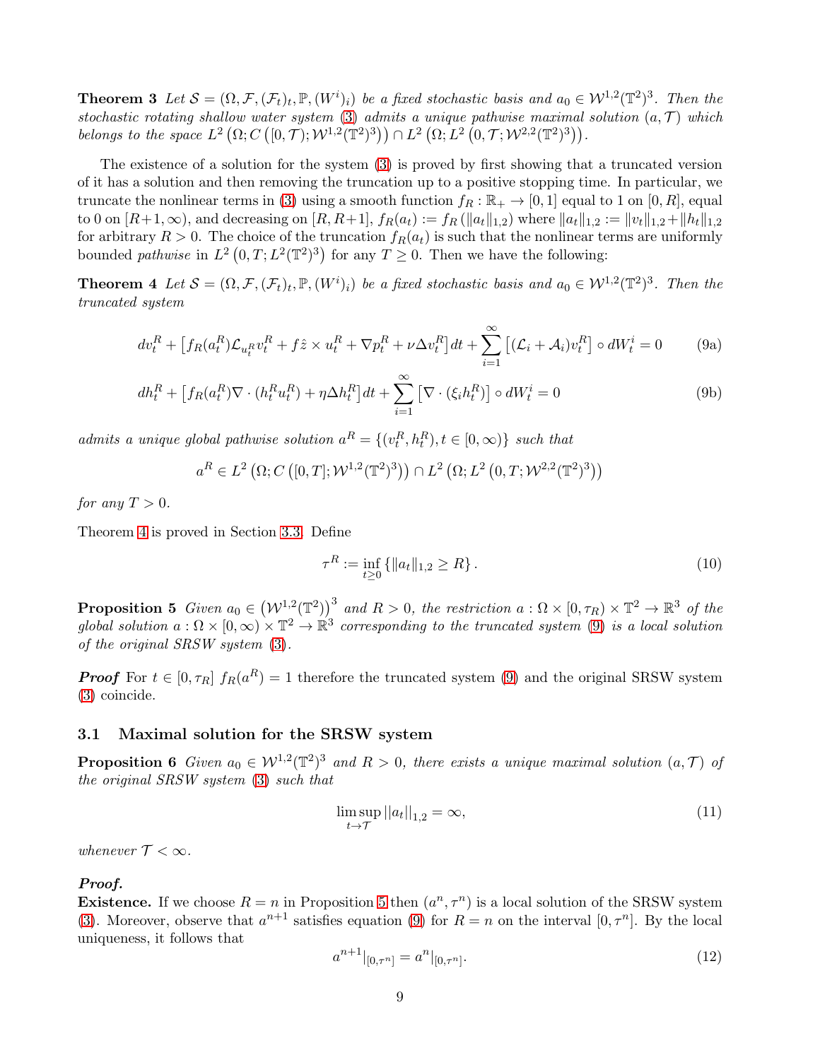**Theorem 3** *Let $\mathcal{S} = (\Omega, \mathcal{F}, (\mathcal{F}_t)_t, \mathbb{P}, (W^i)_i)$ be a fixed stochastic basis and $a_0 \in \mathcal{W}^{1,2}(\mathbb{T}^2)^3$. Then the stochastic rotating shallow water system (3) admits a unique pathwise maximal solution $(a, \mathcal{T})$ which belongs to the space $L^2\left(\Omega; C\left([0,\mathcal{T}); \mathcal{W}^{1,2}(\mathbb{T}^2)^3\right)\right) \cap L^2\left(\Omega; L^2\left(0,\mathcal{T}; \mathcal{W}^{2,2}(\mathbb{T}^2)^3\right)\right)$.*

The existence of a solution for the system (3) is proved by first showing that a truncated version of it has a solution and then removing the truncation up to a positive stopping time. In particular, we truncate the nonlinear terms in (3) using a smooth function $f_R : \mathbb{R}_+ \to [0,1]$ equal to 1 on $[0,R]$, equal to 0 on $[R+1,\infty)$, and decreasing on $[R,R+1]$, $f_R(a_t) := f_R\left(\|a_t\|_{1,2}\right)$ where $\|a_t\|_{1,2} := \|v_t\|_{1,2} + \|h_t\|_{1,2}$ for arbitrary $R > 0$. The choice of the truncation $f_R(a_t)$ is such that the nonlinear terms are uniformly bounded *pathwise* in $L^2\left(0,T; L^2(\mathbb{T}^2)^3\right)$ for any $T \geq 0$. Then we have the following:

**Theorem 4** *Let $\mathcal{S} = (\Omega, \mathcal{F}, (\mathcal{F}_t)_t, \mathbb{P}, (W^i)_i)$ be a fixed stochastic basis and $a_0 \in \mathcal{W}^{1,2}(\mathbb{T}^2)^3$. Then the truncated system*

$$dv_t^R + \left[f_R(a_t^R)\mathcal{L}_{u_t^R} v_t^R + f\hat{z} \times u_t^R + \nabla p_t^R + \nu \Delta v_t^R\right]dt + \sum_{i=1}^{\infty}\left[(\mathcal{L}_i + \mathcal{A}_i)v_t^R\right] \circ dW_t^i = 0 \tag{9a}$$

$$dh_t^R + \left[f_R(a_t^R)\nabla \cdot (h_t^R u_t^R) + \eta \Delta h_t^R\right]dt + \sum_{i=1}^{\infty}\left[\nabla \cdot (\xi_i h_t^R)\right] \circ dW_t^i = 0 \tag{9b}$$

*admits a unique global pathwise solution $a^R = \{(v_t^R, h_t^R), t \in [0,\infty)\}$ such that*

$$a^R \in L^2\left(\Omega; C\left([0,T]; \mathcal{W}^{1,2}(\mathbb{T}^2)^3\right)\right) \cap L^2\left(\Omega; L^2\left(0,T; \mathcal{W}^{2,2}(\mathbb{T}^2)^3\right)\right)$$

*for any $T > 0$.*

Theorem 4 is proved in Section 3.3. Define

$$\tau^R := \inf_{t \geq 0}\left\{\|a_t\|_{1,2} \geq R\right\}. \tag{10}$$

**Proposition 5** *Given $a_0 \in \left(\mathcal{W}^{1,2}(\mathbb{T}^2)\right)^3$ and $R > 0$, the restriction $a : \Omega \times [0,\tau_R) \times \mathbb{T}^2 \to \mathbb{R}^3$ of the global solution $a : \Omega \times [0,\infty) \times \mathbb{T}^2 \to \mathbb{R}^3$ corresponding to the truncated system (9) is a local solution of the original SRSW system (3).*

***Proof*** For $t \in [0,\tau_R]$ $f_R(a^R) = 1$ therefore the truncated system (9) and the original SRSW system (3) coincide.

### 3.1 Maximal solution for the SRSW system

**Proposition 6** *Given $a_0 \in \mathcal{W}^{1,2}(\mathbb{T}^2)^3$ and $R > 0$, there exists a unique maximal solution $(a, \mathcal{T})$ of the original SRSW system (3) such that*

$$\limsup_{t \to \mathcal{T}} ||a_t||_{1,2} = \infty, \tag{11}$$

*whenever $\mathcal{T} < \infty$.*

***Proof.***
**Existence.** If we choose $R = n$ in Proposition 5 then $(a^n, \tau^n)$ is a local solution of the SRSW system (3). Moreover, observe that $a^{n+1}$ satisfies equation (9) for $R = n$ on the interval $[0,\tau^n]$. By the local uniqueness, it follows that

$$a^{n+1}|_{[0,\tau^n]} = a^n|_{[0,\tau^n]}. \tag{12}$$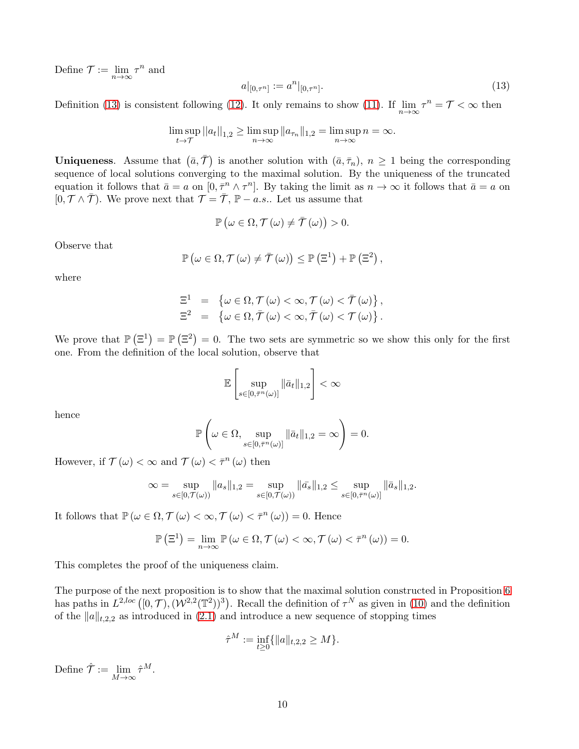Define $\mathcal{T} := \lim_{n\to\infty} \tau^n$ and

$$a|_{[0,\tau^n]} := a^n|_{[0,\tau^n]}. \tag{13}$$

Definition (13) is consistent following (12). It only remains to show (11). If $\lim_{n\to\infty} \tau^n = \mathcal{T} < \infty$ then

$$\limsup_{t\to\mathcal{T}} ||a_t||_{1,2} \geq \limsup_{n\to\infty} \|a_{\tau_n}\|_{1,2} = \limsup_{n\to\infty} n = \infty.$$

**Uniqueness**. Assume that $(\bar{a}, \bar{\mathcal{T}})$ is another solution with $(\bar{a}, \bar{\tau}_n)$, $n \geq 1$ being the corresponding sequence of local solutions converging to the maximal solution. By the uniqueness of the truncated equation it follows that $\bar{a} = a$ on $[0, \bar{\tau}^n \wedge \tau^n]$. By taking the limit as $n \to \infty$ it follows that $\bar{a} = a$ on $[0, \mathcal{T} \wedge \bar{\mathcal{T}})$. We prove next that $\mathcal{T} = \bar{\mathcal{T}}$, $\mathbb{P} - a.s.$. Let us assume that

$$\mathbb{P}\left(\omega \in \Omega, \mathcal{T}(\omega) \neq \bar{\mathcal{T}}(\omega)\right) > 0.$$

Observe that

$$\mathbb{P}\left(\omega \in \Omega, \mathcal{T}(\omega) \neq \bar{\mathcal{T}}(\omega)\right) \leq \mathbb{P}\left(\Xi^1\right) + \mathbb{P}\left(\Xi^2\right),$$

where

$$\begin{aligned}
\Xi^1 &= \left\{\omega \in \Omega, \mathcal{T}(\omega) < \infty, \mathcal{T}(\omega) < \bar{\mathcal{T}}(\omega)\right\}, \\
\Xi^2 &= \left\{\omega \in \Omega, \bar{\mathcal{T}}(\omega) < \infty, \bar{\mathcal{T}}(\omega) < \mathcal{T}(\omega)\right\}.
\end{aligned}$$

We prove that $\mathbb{P}\left(\Xi^1\right) = \mathbb{P}\left(\Xi^2\right) = 0$. The two sets are symmetric so we show this only for the first one. From the definition of the local solution, observe that

$$\mathbb{E}\left[\sup_{s\in[0,\bar{\tau}^n(\omega)]} \|\bar{a}_t\|_{1,2}\right] < \infty$$

hence

$$\mathbb{P}\left(\omega \in \Omega, \sup_{s\in[0,\bar{\tau}^n(\omega)]} \|\bar{a}_t\|_{1,2} = \infty\right) = 0.$$

However, if $\mathcal{T}(\omega) < \infty$ and $\mathcal{T}(\omega) < \bar{\tau}^n(\omega)$ then

$$\infty = \sup_{s\in[0,\mathcal{T}(\omega))} \|a_s\|_{1,2} = \sup_{s\in[0,\mathcal{T}(\omega))} \|\bar{a}_s\|_{1,2} \leq \sup_{s\in[0,\bar{\tau}^n(\omega)]} \|\bar{a}_s\|_{1,2}.$$

It follows that $\mathbb{P}\left(\omega \in \Omega, \mathcal{T}(\omega) < \infty, \mathcal{T}(\omega) < \bar{\tau}^n(\omega)\right) = 0$. Hence

$$\mathbb{P}\left(\Xi^1\right) = \lim_{n\to\infty} \mathbb{P}\left(\omega \in \Omega, \mathcal{T}(\omega) < \infty, \mathcal{T}(\omega) < \bar{\tau}^n(\omega)\right) = 0.$$

This completes the proof of the uniqueness claim.

The purpose of the next proposition is to show that the maximal solution constructed in Proposition 6 has paths in $L^{2,loc}\left([0,\mathcal{T}), (\mathcal{W}^{2,2}(\mathbb{T}^2))^3\right)$. Recall the definition of $\tau^N$ as given in (10) and the definition of the $\|a\|_{t,2,2}$ as introduced in (2.1) and introduce a new sequence of stopping times

$$\hat{\tau}^M := \inf_{t\geq 0}\{\|a\|_{t,2,2} \geq M\}.$$

Define $\hat{\mathcal{T}} := \lim_{M\to\infty} \hat{\tau}^M$.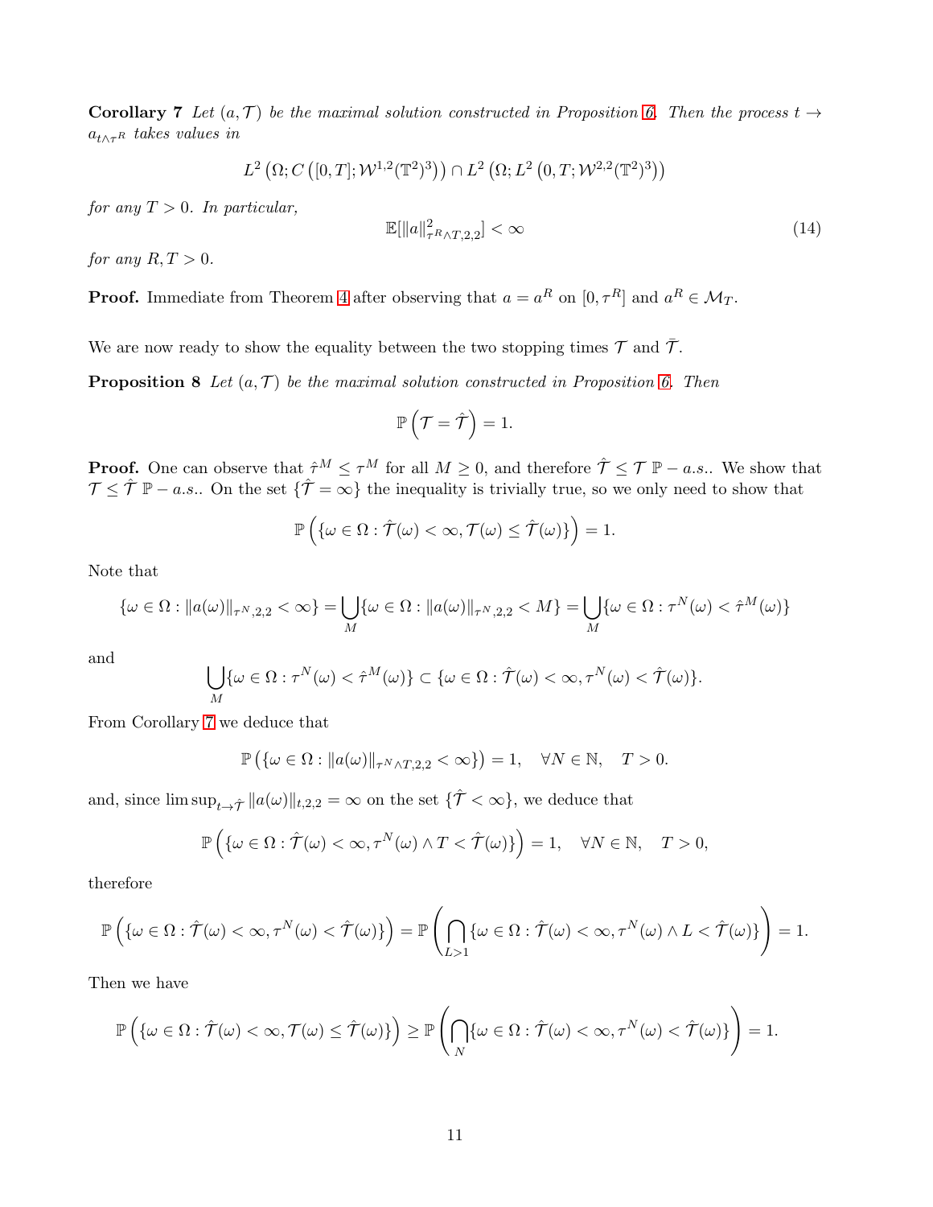**Corollary 7** *Let $(a, \mathcal{T})$ be the maximal solution constructed in Proposition 6. Then the process $t \to a_{t\wedge\tau^R}$ takes values in*

$$L^2\left(\Omega; C\left([0,T]; \mathcal{W}^{1,2}(\mathbb{T}^2)^3\right)\right) \cap L^2\left(\Omega; L^2\left(0,T; \mathcal{W}^{2,2}(\mathbb{T}^2)^3\right)\right)$$

*for any $T > 0$. In particular,*

$$\mathbb{E}[\|a\|^2_{\tau^R\wedge T,2,2}] < \infty \tag{14}$$

*for any $R, T > 0$.*

**Proof.** Immediate from Theorem 4 after observing that $a = a^R$ on $[0, \tau^R]$ and $a^R \in \mathcal{M}_T$.

We are now ready to show the equality between the two stopping times $\mathcal{T}$ and $\bar{\mathcal{T}}$.

**Proposition 8** *Let $(a, \mathcal{T})$ be the maximal solution constructed in Proposition 6. Then*

$$\mathbb{P}\left(\mathcal{T} = \hat{\mathcal{T}}\right) = 1.$$

**Proof.** One can observe that $\hat{\tau}^M \leq \tau^M$ for all $M \geq 0$, and therefore $\hat{\mathcal{T}} \leq \mathcal{T}$ $\mathbb{P} - a.s.$. We show that $\mathcal{T} \leq \hat{\mathcal{T}}$ $\mathbb{P} - a.s.$. On the set $\{\hat{\mathcal{T}} = \infty\}$ the inequality is trivially true, so we only need to show that

$$\mathbb{P}\left(\{\omega \in \Omega : \hat{\mathcal{T}}(\omega) < \infty, \mathcal{T}(\omega) \leq \hat{\mathcal{T}}(\omega)\}\right) = 1.$$

Note that

$$\{\omega \in \Omega : \|a(\omega)\|_{\tau^N,2,2} < \infty\} = \bigcup_M \{\omega \in \Omega : \|a(\omega)\|_{\tau^N,2,2} < M\} = \bigcup_M \{\omega \in \Omega : \tau^N(\omega) < \hat{\tau}^M(\omega)\}$$

and

$$\bigcup_M \{\omega \in \Omega : \tau^N(\omega) < \hat{\tau}^M(\omega)\} \subset \{\omega \in \Omega : \hat{\mathcal{T}}(\omega) < \infty, \tau^N(\omega) < \hat{\mathcal{T}}(\omega)\}.$$

From Corollary 7 we deduce that

$$\mathbb{P}\left(\{\omega \in \Omega : \|a(\omega)\|_{\tau^N\wedge T,2,2} < \infty\}\right) = 1, \quad \forall N \in \mathbb{N}, \quad T > 0.$$

and, since $\limsup_{t\to\hat{\mathcal{T}}} \|a(\omega)\|_{t,2,2} = \infty$ on the set $\{\hat{\mathcal{T}} < \infty\}$, we deduce that

$$\mathbb{P}\left(\{\omega \in \Omega : \hat{\mathcal{T}}(\omega) < \infty, \tau^N(\omega) \wedge T < \hat{\mathcal{T}}(\omega)\}\right) = 1, \quad \forall N \in \mathbb{N}, \quad T > 0,$$

therefore

$$\mathbb{P}\left(\{\omega \in \Omega : \hat{\mathcal{T}}(\omega) < \infty, \tau^N(\omega) < \hat{\mathcal{T}}(\omega)\}\right) = \mathbb{P}\left(\bigcap_{L>1} \{\omega \in \Omega : \hat{\mathcal{T}}(\omega) < \infty, \tau^N(\omega) \wedge L < \hat{\mathcal{T}}(\omega)\}\right) = 1.$$

Then we have

$$\mathbb{P}\left(\{\omega \in \Omega : \hat{\mathcal{T}}(\omega) < \infty, \mathcal{T}(\omega) \leq \hat{\mathcal{T}}(\omega)\}\right) \geq \mathbb{P}\left(\bigcap_N \{\omega \in \Omega : \hat{\mathcal{T}}(\omega) < \infty, \tau^N(\omega) < \hat{\mathcal{T}}(\omega)\}\right) = 1.$$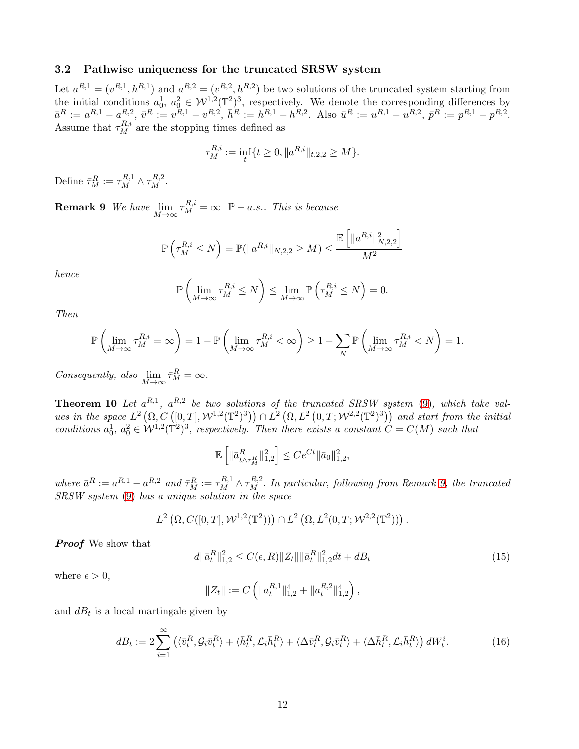### 3.2 Pathwise uniqueness for the truncated SRSW system

Let $a^{R,1} = (v^{R,1}, h^{R,1})$ and $a^{R,2} = (v^{R,2}, h^{R,2})$ be two solutions of the truncated system starting from the initial conditions $a_0^1$, $a_0^2 \in \mathcal{W}^{1,2}(\mathbb{T}^2)^3$, respectively. We denote the corresponding differences by $\bar{a}^R := a^{R,1} - a^{R,2}$, $\bar{v}^R := v^{R,1} - v^{R,2}$, $\bar{h}^R := h^{R,1} - h^{R,2}$. Also $\bar{u}^R := u^{R,1} - u^{R,2}$, $\bar{p}^R := p^{R,1} - p^{R,2}$. Assume that $\tau_M^{R,i}$ are the stopping times defined as

$$\tau_M^{R,i} := \inf_t \{t \geq 0, \|a^{R,i}\|_{t,2,2} \geq M\}.$$

Define $\bar{\tau}_M^R := \tau_M^{R,1} \wedge \tau_M^{R,2}$.

**Remark 9** *We have* $\lim_{M\to\infty} \tau_M^{R,i} = \infty \;\; \mathbb{P}-a.s.$. *This is because*

$$\mathbb{P}\left(\tau_M^{R,i} \leq N\right) = \mathbb{P}(\|a^{R,i}\|_{N,2,2} \geq M) \leq \frac{\mathbb{E}\left[\|a^{R,i}\|_{N,2,2}^2\right]}{M^2}$$

*hence*

$$\mathbb{P}\left(\lim_{M\to\infty} \tau_M^{R,i} \leq N\right) \leq \lim_{M\to\infty} \mathbb{P}\left(\tau_M^{R,i} \leq N\right) = 0.$$

*Then*

$$\mathbb{P}\left(\lim_{M\to\infty} \tau_M^{R,i} = \infty\right) = 1 - \mathbb{P}\left(\lim_{M\to\infty} \tau_M^{R,i} < \infty\right) \geq 1 - \sum_N \mathbb{P}\left(\lim_{M\to\infty} \tau_M^{R,i} < N\right) = 1.$$

*Consequently, also* $\lim_{M\to\infty} \bar{\tau}_M^R = \infty$.

**Theorem 10** *Let $a^{R,1}$, $a^{R,2}$ be two solutions of the truncated SRSW system (9), which take values in the space $L^2\left(\Omega, C\left([0,T], \mathcal{W}^{1,2}(\mathbb{T}^2)^3\right)\right) \cap L^2\left(\Omega, L^2\left(0,T; \mathcal{W}^{2,2}(\mathbb{T}^2)^3\right)\right)$ and start from the initial conditions $a_0^1$, $a_0^2 \in \mathcal{W}^{1,2}(\mathbb{T}^2)^3$, respectively. Then there exists a constant $C = C(M)$ such that*

$$\mathbb{E}\left[\|\bar{a}^R_{t\wedge\bar{\tau}_M^R}\|_{1,2}^2\right] \leq Ce^{Ct}\|\bar{a}_0\|_{1,2}^2,$$

*where $\bar{a}^R := a^{R,1} - a^{R,2}$ and $\bar{\tau}_M^R := \tau_M^{R,1} \wedge \tau_M^{R,2}$. In particular, following from Remark 9, the truncated SRSW system (9) has a unique solution in the space*

$$L^2\left(\Omega, C([0,T], \mathcal{W}^{1,2}(\mathbb{T}^2))\right) \cap L^2\left(\Omega, L^2(0,T; \mathcal{W}^{2,2}(\mathbb{T}^2))\right).$$

***Proof*** We show that

$$d\|\bar{a}_t^R\|_{1,2}^2 \leq C(\epsilon, R)\|Z_t\|\|\bar{a}_t^R\|_{1,2}^2 dt + dB_t \tag{15}$$

where $\epsilon > 0$,

$$\|Z_t\| := C\left(\|a_t^{R,1}\|_{1,2}^4 + \|a_t^{R,2}\|_{1,2}^4\right),$$

and $dB_t$ is a local martingale given by

$$dB_t := 2\sum_{i=1}^{\infty}\left(\langle\bar{v}_t^R, \mathcal{G}_i\bar{v}_t^R\rangle + \langle\bar{h}_t^R, \mathcal{L}_i\bar{h}_t^R\rangle + \langle\Delta\bar{v}_t^R, \mathcal{G}_i\bar{v}_t^R\rangle + \langle\Delta\bar{h}_t^R, \mathcal{L}_i\bar{h}_t^R\rangle\right) dW_t^i. \tag{16}$$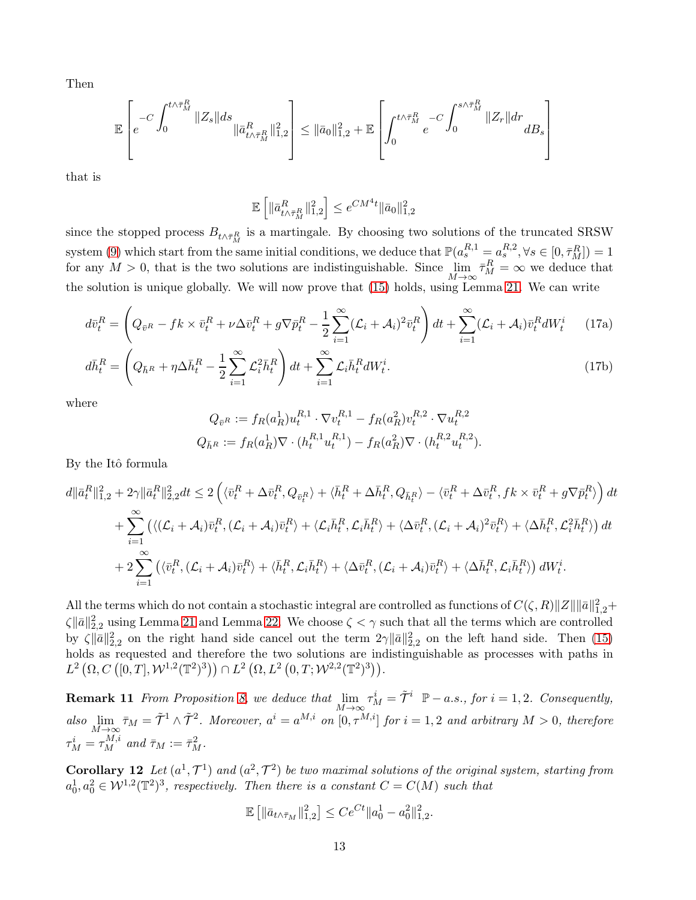Then

$$\mathbb{E}\left[e^{-C\int_0^{t\wedge\bar{\tau}_M^R}\|Z_s\|ds}\|\bar{a}^R_{t\wedge\bar{\tau}_M^R}\|_{1,2}^2\right] \leq \|\bar{a}_0\|_{1,2}^2 + \mathbb{E}\left[\int_0^{t\wedge\bar{\tau}_M^R} e^{-C\int_0^{s\wedge\bar{\tau}_M^R}\|Z_r\|dr} dB_s\right]$$

that is

$$\mathbb{E}\left[\|\bar{a}^R_{t\wedge\bar{\tau}_M^R}\|_{1,2}^2\right] \leq e^{CM^4t}\|\bar{a}_0\|_{1,2}^2$$

since the stopped process $B_{t\wedge\bar{\tau}_M^R}$ is a martingale. By choosing two solutions of the truncated SRSW system (9) which start from the same initial conditions, we deduce that $\mathbb{P}(a_s^{R,1} = a_s^{R,2}, \forall s \in [0, \bar{\tau}_M^R]) = 1$ for any $M > 0$, that is the two solutions are indistinguishable. Since $\lim_{M\to\infty}\bar{\tau}_M^R = \infty$ we deduce that the solution is unique globally. We will now prove that (15) holds, using Lemma 21. We can write

$$d\bar{v}_t^R = \left(Q_{\bar{v}^R} - fk\times\bar{v}_t^R + \nu\Delta\bar{v}_t^R + g\nabla\bar{p}_t^R - \frac{1}{2}\sum_{i=1}^\infty(\mathcal{L}_i+\mathcal{A}_i)^2\bar{v}_t^R\right)dt + \sum_{i=1}^\infty(\mathcal{L}_i+\mathcal{A}_i)\bar{v}_t^R dW_t^i \tag{17a}$$

$$d\bar{h}_t^R = \left(Q_{\bar{h}^R} + \eta\Delta\bar{h}_t^R - \frac{1}{2}\sum_{i=1}^\infty\mathcal{L}_i^2\bar{h}_t^R\right)dt + \sum_{i=1}^\infty\mathcal{L}_i\bar{h}_t^R dW_t^i. \tag{17b}$$

where

$$Q_{\bar{v}^R} := f_R(a_R^1)u_t^{R,1}\cdot\nabla v_t^{R,1} - f_R(a_R^2)v_t^{R,2}\cdot\nabla u_t^{R,2}$$
$$Q_{\bar{h}^R} := f_R(a_R^1)\nabla\cdot(h_t^{R,1}u_t^{R,1}) - f_R(a_R^2)\nabla\cdot(h_t^{R,2}u_t^{R,2}).$$

By the Itô formula

$$\begin{aligned}
d\|\bar{a}_t^R\|_{1,2}^2 + 2\gamma\|\bar{a}_t^R\|_{2,2}^2 dt &\leq 2\left(\langle\bar{v}_t^R + \Delta\bar{v}_t^R, Q_{\bar{v}_t^R}\rangle + \langle\bar{h}_t^R + \Delta\bar{h}_t^R, Q_{\bar{h}_t^R}\rangle - \langle\bar{v}_t^R + \Delta\bar{v}_t^R, fk\times\bar{v}_t^R + g\nabla\bar{p}_t^R\rangle\right)dt \\
&+ \sum_{i=1}^\infty\left(\langle(\mathcal{L}_i+\mathcal{A}_i)\bar{v}_t^R, (\mathcal{L}_i+\mathcal{A}_i)\bar{v}_t^R\rangle + \langle\mathcal{L}_i\bar{h}_t^R, \mathcal{L}_i\bar{h}_t^R\rangle + \langle\Delta\bar{v}_t^R, (\mathcal{L}_i+\mathcal{A}_i)^2\bar{v}_t^R\rangle + \langle\Delta\bar{h}_t^R, \mathcal{L}_i^2\bar{h}_t^R\rangle\right)dt \\
&+ 2\sum_{i=1}^\infty\left(\langle\bar{v}_t^R, (\mathcal{L}_i+\mathcal{A}_i)\bar{v}_t^R\rangle + \langle\bar{h}_t^R, \mathcal{L}_i\bar{h}_t^R\rangle + \langle\Delta\bar{v}_t^R, (\mathcal{L}_i+\mathcal{A}_i)\bar{v}_t^R\rangle + \langle\Delta\bar{h}_t^R, \mathcal{L}_i\bar{h}_t^R\rangle\right)dW_t^i.
\end{aligned}$$

All the terms which do not contain a stochastic integral are controlled as functions of $C(\zeta,R)\|Z\|\|\bar{a}\|_{1,2}^2 + \zeta\|\bar{a}\|_{2,2}^2$ using Lemma 21 and Lemma 22. We choose $\zeta < \gamma$ such that all the terms which are controlled by $\zeta\|\bar{a}\|_{2,2}^2$ on the right hand side cancel out the term $2\gamma\|\bar{a}\|_{2,2}^2$ on the left hand side. Then (15) holds as requested and therefore the two solutions are indistinguishable as processes with paths in $L^2\left(\Omega, C\left([0,T], \mathcal{W}^{1,2}(\mathbb{T}^2)^3\right)\right) \cap L^2\left(\Omega, L^2\left(0,T;\mathcal{W}^{2,2}(\mathbb{T}^2)^3\right)\right)$.

**Remark 11** *From Proposition 8, we deduce that* $\lim_{M\to\infty}\tau_M^i = \tilde{\mathcal{T}}^i$ $\mathbb{P}-a.s.$*, for* $i = 1,2$*. Consequently, also* $\lim_{M\to\infty}\bar{\tau}_M = \tilde{\mathcal{T}}^1\wedge\tilde{\mathcal{T}}^2$*. Moreover,* $a^i = a^{M,i}$ *on* $[0,\tau^{M,i}]$ *for* $i = 1,2$ *and arbitrary* $M > 0$*, therefore* $\tau_M^i = \tau_M^{M,i}$ *and* $\bar{\tau}_M := \bar{\tau}_M^2$*.*

**Corollary 12** *Let* $(a^1,\mathcal{T}^1)$ *and* $(a^2,\mathcal{T}^2)$ *be two maximal solutions of the original system, starting from* $a_0^1, a_0^2 \in \mathcal{W}^{1,2}(\mathbb{T}^2)^3$*, respectively. Then there is a constant* $C = C(M)$ *such that*

$$\mathbb{E}\left[\|\bar{a}_{t\wedge\bar{\tau}_M}\|_{1,2}^2\right] \leq Ce^{Ct}\|a_0^1 - a_0^2\|_{1,2}^2.$$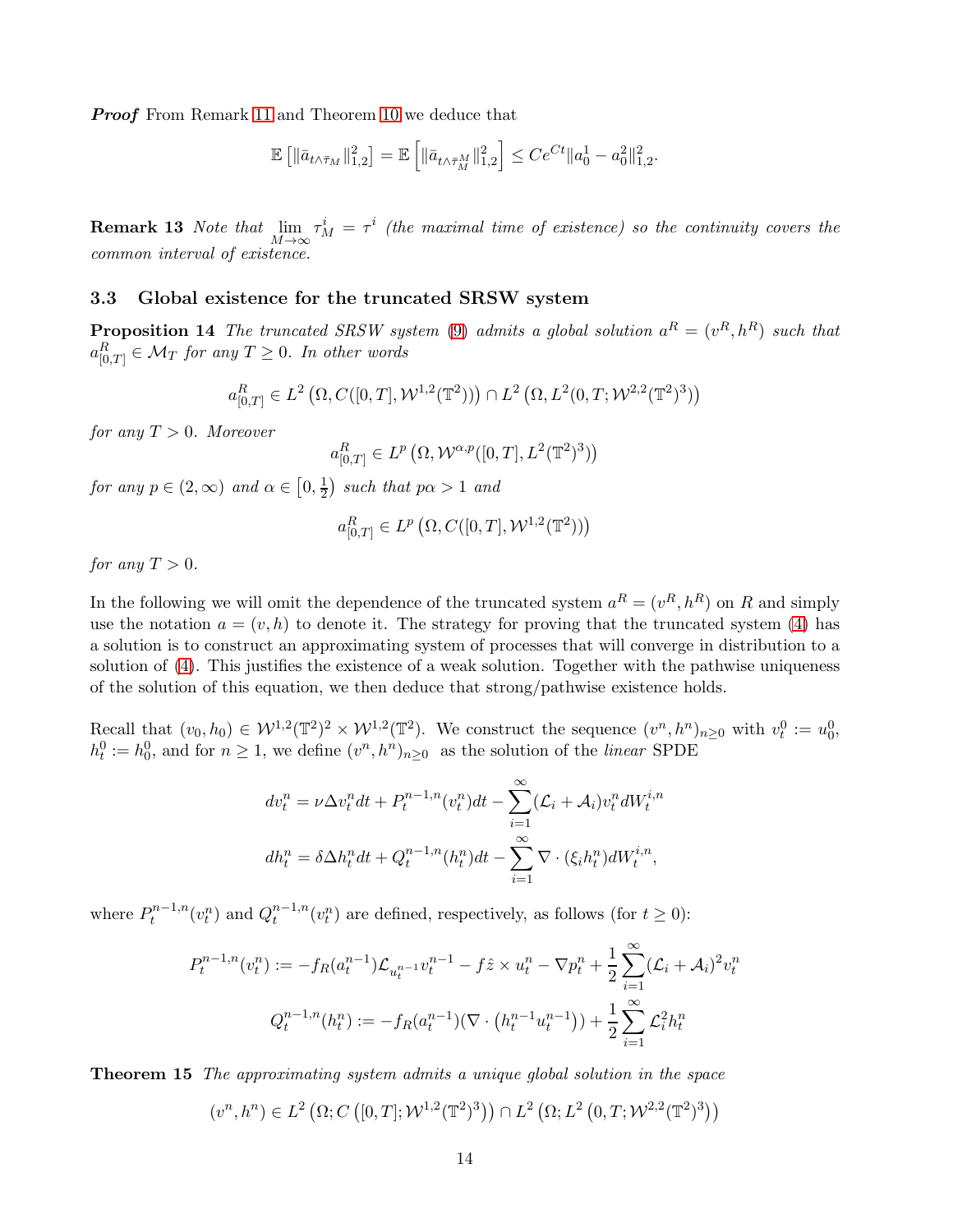***Proof*** From Remark 11 and Theorem 10 we deduce that

$$\mathbb{E}\left[\|\bar{a}_{t\wedge\bar{\tau}_M}\|_{1,2}^2\right] = \mathbb{E}\left[\|\bar{a}_{t\wedge\bar{\tau}_M^M}\|_{1,2}^2\right] \leq Ce^{Ct}\|a_0^1 - a_0^2\|_{1,2}^2.$$

**Remark 13** *Note that $\lim_{M\to\infty} \tau_M^i = \tau^i$ (the maximal time of existence) so the continuity covers the common interval of existence.*

### 3.3 Global existence for the truncated SRSW system

**Proposition 14** *The truncated SRSW system (9) admits a global solution $a^R = (v^R, h^R)$ such that $a^R_{[0,T]} \in \mathcal{M}_T$ for any $T \geq 0$. In other words*

$$a^R_{[0,T]} \in L^2\left(\Omega, C([0,T], \mathcal{W}^{1,2}(\mathbb{T}^2))\right) \cap L^2\left(\Omega, L^2(0,T; \mathcal{W}^{2,2}(\mathbb{T}^2)^3)\right)$$

*for any $T > 0$. Moreover*

$$a^R_{[0,T]} \in L^p\left(\Omega, \mathcal{W}^{\alpha,p}([0,T], L^2(\mathbb{T}^2)^3)\right)$$

*for any $p \in (2,\infty)$ and $\alpha \in \left[0, \frac{1}{2}\right)$ such that $p\alpha > 1$ and*

$$a^R_{[0,T]} \in L^p\left(\Omega, C([0,T], \mathcal{W}^{1,2}(\mathbb{T}^2))\right)$$

*for any $T > 0$.*

In the following we will omit the dependence of the truncated system $a^R = (v^R, h^R)$ on $R$ and simply use the notation $a = (v, h)$ to denote it. The strategy for proving that the truncated system (4) has a solution is to construct an approximating system of processes that will converge in distribution to a solution of (4). This justifies the existence of a weak solution. Together with the pathwise uniqueness of the solution of this equation, we then deduce that strong/pathwise existence holds.

Recall that $(v_0, h_0) \in \mathcal{W}^{1,2}(\mathbb{T}^2)^2 \times \mathcal{W}^{1,2}(\mathbb{T}^2)$. We construct the sequence $(v^n, h^n)_{n\geq 0}$ with $v_t^0 := u_0^0$, $h_t^0 := h_0^0$, and for $n \geq 1$, we define $(v^n, h^n)_{n\geq 0}$ as the solution of the *linear* SPDE

$$dv_t^n = \nu\Delta v_t^n dt + P_t^{n-1,n}(v_t^n)dt - \sum_{i=1}^{\infty}(\mathcal{L}_i + \mathcal{A}_i)v_t^n dW_t^{i,n}$$
$$dh_t^n = \delta\Delta h_t^n dt + Q_t^{n-1,n}(h_t^n)dt - \sum_{i=1}^{\infty}\nabla\cdot(\xi_i h_t^n)dW_t^{i,n},$$

where $P_t^{n-1,n}(v_t^n)$ and $Q_t^{n-1,n}(v_t^n)$ are defined, respectively, as follows (for $t \geq 0$):

$$P_t^{n-1,n}(v_t^n) := -f_R(a_t^{n-1})\mathcal{L}_{u_t^{n-1}}v_t^{n-1} - f\hat{z}\times u_t^n - \nabla p_t^n + \frac{1}{2}\sum_{i=1}^{\infty}(\mathcal{L}_i + \mathcal{A}_i)^2 v_t^n$$
$$Q_t^{n-1,n}(h_t^n) := -f_R(a_t^{n-1})(\nabla\cdot\left(h_t^{n-1}u_t^{n-1}\right)) + \frac{1}{2}\sum_{i=1}^{\infty}\mathcal{L}_i^2 h_t^n$$

**Theorem 15** *The approximating system admits a unique global solution in the space*

$$(v^n, h^n) \in L^2\left(\Omega; C\left([0,T]; \mathcal{W}^{1,2}(\mathbb{T}^2)^3\right)\right) \cap L^2\left(\Omega; L^2\left(0,T; \mathcal{W}^{2,2}(\mathbb{T}^2)^3\right)\right)$$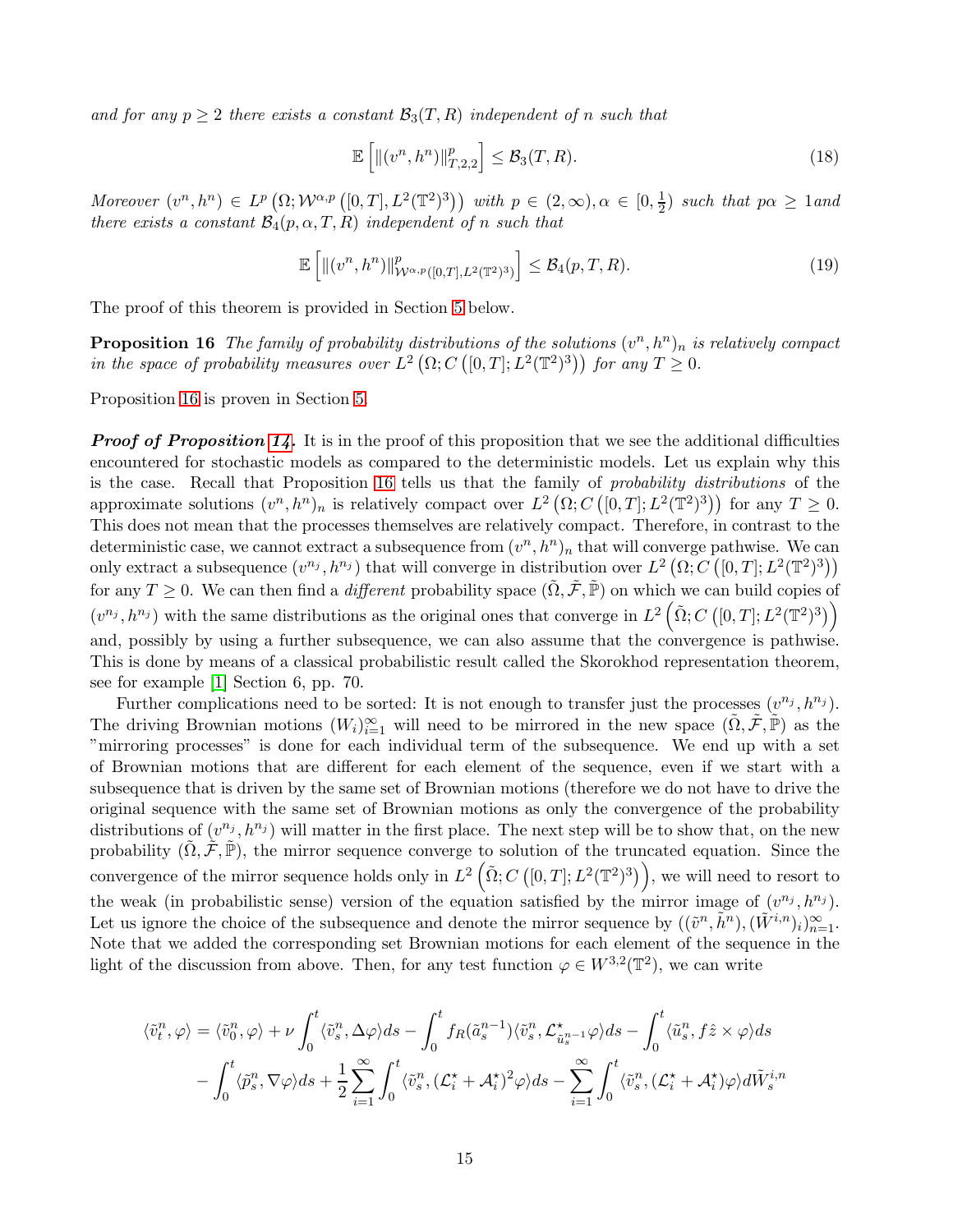*and for any $p \geq 2$ there exists a constant $\mathcal{B}_3(T,R)$ independent of $n$ such that*

$$\mathbb{E}\left[\|(v^n,h^n)\|_{T,2,2}^p\right] \leq \mathcal{B}_3(T,R). \tag{18}$$

*Moreover $(v^n,h^n) \in L^p\left(\Omega; \mathcal{W}^{\alpha,p}\left([0,T], L^2(\mathbb{T}^2)^3\right)\right)$ with $p \in (2,\infty), \alpha \in [0,\frac{1}{2})$ such that $p\alpha \geq 1$and there exists a constant $\mathcal{B}_4(p,\alpha,T,R)$ independent of $n$ such that*

$$\mathbb{E}\left[\|(v^n,h^n)\|_{\mathcal{W}^{\alpha,p}([0,T],L^2(\mathbb{T}^2)^3)}^p\right] \leq \mathcal{B}_4(p,T,R). \tag{19}$$

The proof of this theorem is provided in Section 5 below.

**Proposition 16** *The family of probability distributions of the solutions $(v^n,h^n)_n$ is relatively compact in the space of probability measures over $L^2\left(\Omega; C\left([0,T]; L^2(\mathbb{T}^2)^3\right)\right)$ for any $T \geq 0$.*

Proposition 16 is proven in Section 5.

***Proof of Proposition 14.*** It is in the proof of this proposition that we see the additional difficulties encountered for stochastic models as compared to the deterministic models. Let us explain why this is the case. Recall that Proposition 16 tells us that the family of *probability distributions* of the approximate solutions $(v^n,h^n)_n$ is relatively compact over $L^2\left(\Omega; C\left([0,T]; L^2(\mathbb{T}^2)^3\right)\right)$ for any $T \geq 0$. This does not mean that the processes themselves are relatively compact. Therefore, in contrast to the deterministic case, we cannot extract a subsequence from $(v^n,h^n)_n$ that will converge pathwise. We can only extract a subsequence $(v^{n_j},h^{n_j})$ that will converge in distribution over $L^2\left(\Omega; C\left([0,T]; L^2(\mathbb{T}^2)^3\right)\right)$ for any $T \geq 0$. We can then find a *different* probability space $(\tilde{\Omega}, \tilde{\mathcal{F}}, \tilde{\mathbb{P}})$ on which we can build copies of $(v^{n_j},h^{n_j})$ with the same distributions as the original ones that converge in $L^2\left(\tilde{\Omega}; C\left([0,T]; L^2(\mathbb{T}^2)^3\right)\right)$ and, possibly by using a further subsequence, we can also assume that the convergence is pathwise. This is done by means of a classical probabilistic result called the Skorokhod representation theorem, see for example [1] Section 6, pp. 70.

Further complications need to be sorted: It is not enough to transfer just the processes $(v^{n_j},h^{n_j})$. The driving Brownian motions $(W_i)_{i=1}^\infty$ will need to be mirrored in the new space $(\tilde{\Omega}, \tilde{\mathcal{F}}, \tilde{\mathbb{P}})$ as the "mirroring processes" is done for each individual term of the subsequence. We end up with a set of Brownian motions that are different for each element of the sequence, even if we start with a subsequence that is driven by the same set of Brownian motions (therefore we do not have to drive the original sequence with the same set of Brownian motions as only the convergence of the probability distributions of $(v^{n_j},h^{n_j})$ will matter in the first place. The next step will be to show that, on the new probability $(\tilde{\Omega}, \tilde{\mathcal{F}}, \tilde{\mathbb{P}})$, the mirror sequence converge to solution of the truncated equation. Since the convergence of the mirror sequence holds only in $L^2\left(\tilde{\Omega}; C\left([0,T]; L^2(\mathbb{T}^2)^3\right)\right)$, we will need to resort to the weak (in probabilistic sense) version of the equation satisfied by the mirror image of $(v^{n_j},h^{n_j})$. Let us ignore the choice of the subsequence and denote the mirror sequence by $((\tilde{v}^n,\tilde{h}^n),(\tilde{W}^{i,n})_i)_{n=1}^\infty$. Note that we added the corresponding set Brownian motions for each element of the sequence in the light of the discussion from above. Then, for any test function $\varphi \in W^{3,2}(\mathbb{T}^2)$, we can write

$$\begin{aligned}
\langle \tilde{v}_t^n, \varphi\rangle &= \langle \tilde{v}_0^n, \varphi\rangle + \nu\int_0^t \langle \tilde{v}_s^n, \Delta\varphi\rangle ds - \int_0^t f_R(\tilde{a}_s^{n-1})\langle \tilde{v}_s^n, \mathcal{L}^\star_{\tilde{u}_s^{n-1}}\varphi\rangle ds - \int_0^t \langle \tilde{u}_s^n, f\hat{z}\times\varphi\rangle ds \\
&- \int_0^t \langle \tilde{p}_s^n, \nabla\varphi\rangle ds + \frac{1}{2}\sum_{i=1}^\infty \int_0^t \langle \tilde{v}_s^n, (\mathcal{L}_i^\star + \mathcal{A}_i^\star)^2\varphi\rangle ds - \sum_{i=1}^\infty \int_0^t \langle \tilde{v}_s^n, (\mathcal{L}_i^\star + \mathcal{A}_i^\star)\varphi\rangle d\tilde{W}_s^{i,n}
\end{aligned}$$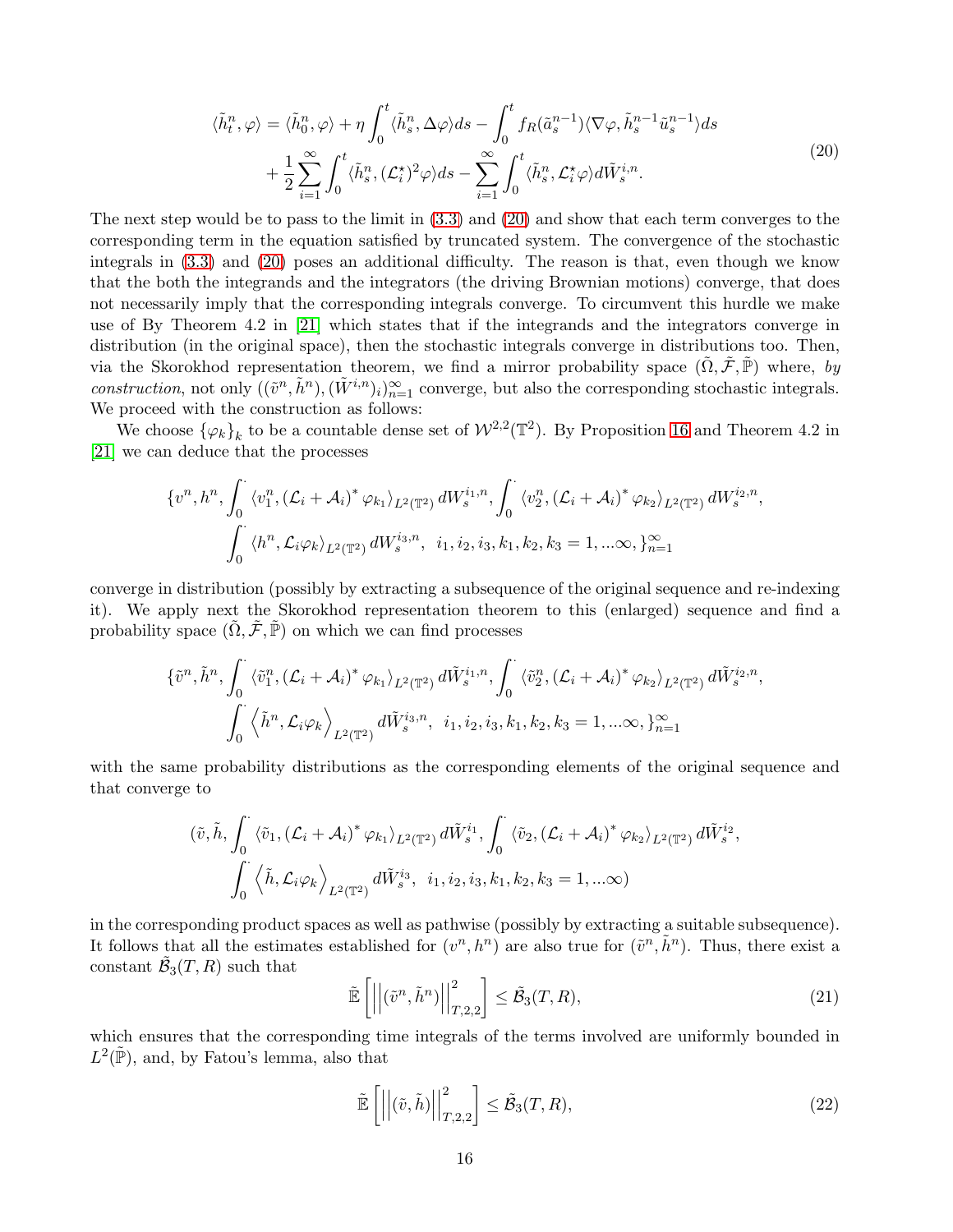$$
\begin{aligned}
\langle \tilde{h}_t^n, \varphi \rangle &= \langle \tilde{h}_0^n, \varphi \rangle + \eta \int_0^t \langle \tilde{h}_s^n, \Delta\varphi \rangle ds - \int_0^t f_R(\tilde{a}_s^{n-1}) \langle \nabla\varphi, \tilde{h}_s^{n-1} \tilde{u}_s^{n-1} \rangle ds \\
&\quad + \frac{1}{2} \sum_{i=1}^{\infty} \int_0^t \langle \tilde{h}_s^n, (\mathcal{L}_i^\star)^2 \varphi \rangle ds - \sum_{i=1}^{\infty} \int_0^t \langle \tilde{h}_s^n, \mathcal{L}_i^\star \varphi \rangle d\tilde{W}_s^{i,n}.
\end{aligned}
\tag{20}
$$

The next step would be to pass to the limit in (3.3) and (20) and show that each term converges to the corresponding term in the equation satisfied by truncated system. The convergence of the stochastic integrals in (3.3) and (20) poses an additional difficulty. The reason is that, even though we know that the both the integrands and the integrators (the driving Brownian motions) converge, that does not necessarily imply that the corresponding integrals converge. To circumvent this hurdle we make use of By Theorem 4.2 in [21] which states that if the integrands and the integrators converge in distribution (in the original space), then the stochastic integrals converge in distributions too. Then, via the Skorokhod representation theorem, we find a mirror probability space $(\tilde{\Omega}, \tilde{\mathcal{F}}, \tilde{\mathbb{P}})$ where, *by construction*, not only $((\tilde{v}^n, \tilde{h}^n), (\tilde{W}^{i,n})_i)_{n=1}^{\infty}$ converge, but also the corresponding stochastic integrals. We proceed with the construction as follows:

We choose $\{\varphi_k\}_k$ to be a countable dense set of $\mathcal{W}^{2,2}(\mathbb{T}^2)$. By Proposition 16 and Theorem 4.2 in [21] we can deduce that the processes

$$
\begin{aligned}
\{ v^n, h^n, &\int_0^{\cdot} \langle v_1^n, (\mathcal{L}_i + \mathcal{A}_i)^* \varphi_{k_1} \rangle_{L^2(\mathbb{T}^2)} dW_s^{i_1,n}, \int_0^{\cdot} \langle v_2^n, (\mathcal{L}_i + \mathcal{A}_i)^* \varphi_{k_2} \rangle_{L^2(\mathbb{T}^2)} dW_s^{i_2,n}, \\
&\int_0^{\cdot} \langle h^n, \mathcal{L}_i \varphi_k \rangle_{L^2(\mathbb{T}^2)} dW_s^{i_3,n}, \ \ i_1, i_2, i_3, k_1, k_2, k_3 = 1, \ldots \infty, \}_{n=1}^{\infty}
\end{aligned}
$$

converge in distribution (possibly by extracting a subsequence of the original sequence and re-indexing it). We apply next the Skorokhod representation theorem to this (enlarged) sequence and find a probability space $(\tilde{\Omega}, \tilde{\mathcal{F}}, \tilde{\mathbb{P}})$ on which we can find processes

$$
\begin{aligned}
\{ \tilde{v}^n, \tilde{h}^n, &\int_0^{\cdot} \langle \tilde{v}_1^n, (\mathcal{L}_i + \mathcal{A}_i)^* \varphi_{k_1} \rangle_{L^2(\mathbb{T}^2)} d\tilde{W}_s^{i_1,n}, \int_0^{\cdot} \langle \tilde{v}_2^n, (\mathcal{L}_i + \mathcal{A}_i)^* \varphi_{k_2} \rangle_{L^2(\mathbb{T}^2)} d\tilde{W}_s^{i_2,n}, \\
&\int_0^{\cdot} \left\langle \tilde{h}^n, \mathcal{L}_i \varphi_k \right\rangle_{L^2(\mathbb{T}^2)} d\tilde{W}_s^{i_3,n}, \ \ i_1, i_2, i_3, k_1, k_2, k_3 = 1, \ldots \infty, \}_{n=1}^{\infty}
\end{aligned}
$$

with the same probability distributions as the corresponding elements of the original sequence and that converge to

$$
\begin{aligned}
(\tilde{v}, \tilde{h}, &\int_0^{\cdot} \langle \tilde{v}_1, (\mathcal{L}_i + \mathcal{A}_i)^* \varphi_{k_1} \rangle_{L^2(\mathbb{T}^2)} d\tilde{W}_s^{i_1}, \int_0^{\cdot} \langle \tilde{v}_2, (\mathcal{L}_i + \mathcal{A}_i)^* \varphi_{k_2} \rangle_{L^2(\mathbb{T}^2)} d\tilde{W}_s^{i_2}, \\
&\int_0^{\cdot} \left\langle \tilde{h}, \mathcal{L}_i \varphi_k \right\rangle_{L^2(\mathbb{T}^2)} d\tilde{W}_s^{i_3}, \ \ i_1, i_2, i_3, k_1, k_2, k_3 = 1, \ldots \infty)
\end{aligned}
$$

in the corresponding product spaces as well as pathwise (possibly by extracting a suitable subsequence). It follows that all the estimates established for $(v^n, h^n)$ are also true for $(\tilde{v}^n, \tilde{h}^n)$. Thus, there exist a constant $\tilde{\mathcal{B}}_3(T, R)$ such that

$$
\tilde{\mathbb{E}} \left[ \left|\left| (\tilde{v}^n, \tilde{h}^n) \right|\right|_{T,2,2}^2 \right] \leq \tilde{\mathcal{B}}_3(T, R), \tag{21}
$$

which ensures that the corresponding time integrals of the terms involved are uniformly bounded in $L^2(\tilde{\mathbb{P}})$, and, by Fatou's lemma, also that

$$
\tilde{\mathbb{E}} \left[ \left|\left| (\tilde{v}, \tilde{h}) \right|\right|_{T,2,2}^2 \right] \leq \tilde{\mathcal{B}}_3(T, R), \tag{22}
$$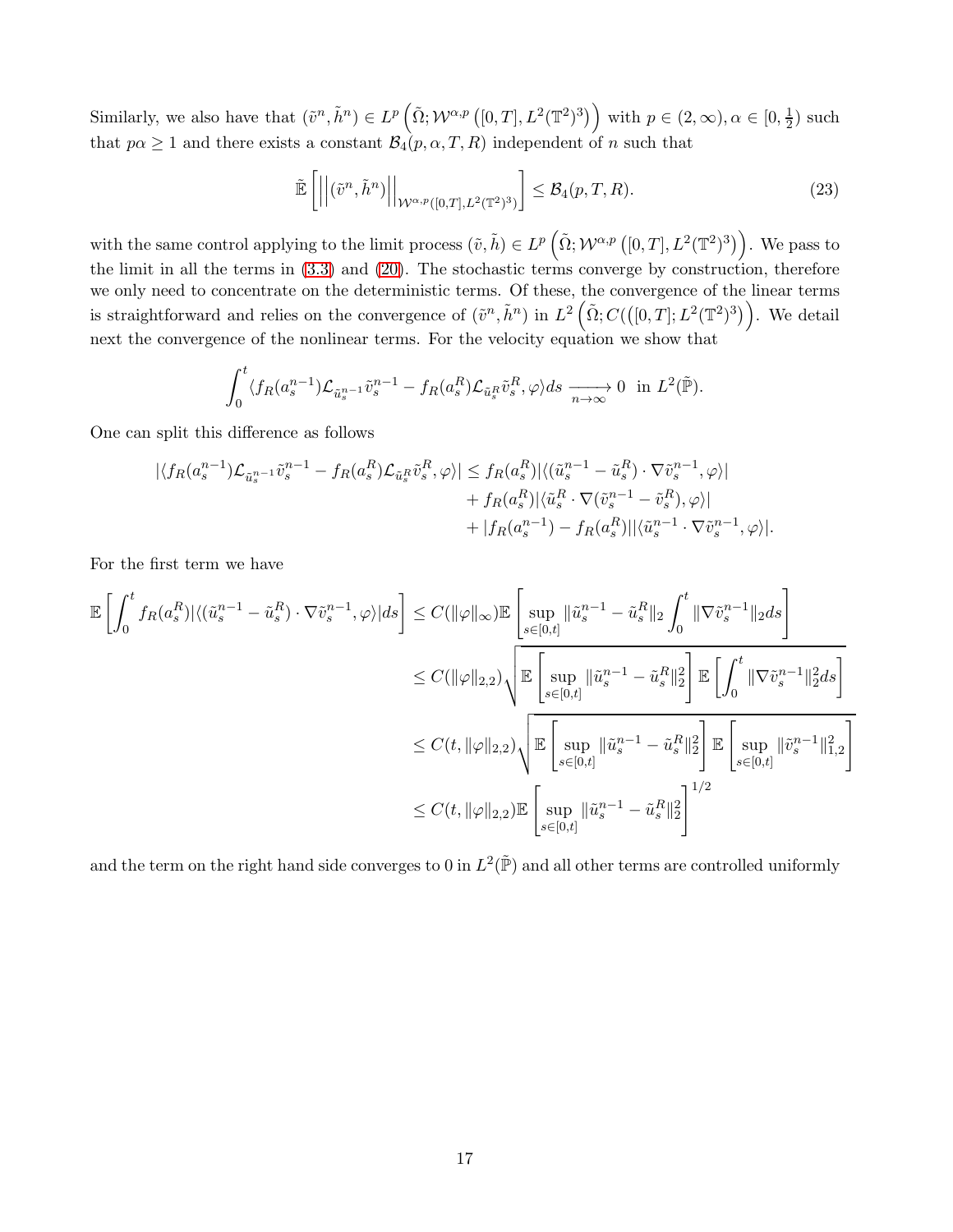Similarly, we also have that $(\tilde{v}^n, \tilde{h}^n) \in L^p\left(\tilde{\Omega}; \mathcal{W}^{\alpha,p}\left([0,T], L^2(\mathbb{T}^2)^3\right)\right)$ with $p \in (2,\infty), \alpha \in [0,\frac{1}{2})$ such that $p\alpha \geq 1$ and there exists a constant $\mathcal{B}_4(p,\alpha,T,R)$ independent of $n$ such that

$$
\tilde{\mathbb{E}}\left[\left|\left|(\tilde{v}^n, \tilde{h}^n)\right|\right|_{\mathcal{W}^{\alpha,p}([0,T],L^2(\mathbb{T}^2)^3)}\right] \leq \mathcal{B}_4(p,T,R). \tag{23}
$$

with the same control applying to the limit process $(\tilde{v}, \tilde{h}) \in L^p\left(\tilde{\Omega}; \mathcal{W}^{\alpha,p}\left([0,T], L^2(\mathbb{T}^2)^3\right)\right)$. We pass to the limit in all the terms in (3.3) and (20). The stochastic terms converge by construction, therefore we only need to concentrate on the deterministic terms. Of these, the convergence of the linear terms is straightforward and relies on the convergence of $(\tilde{v}^n, \tilde{h}^n)$ in $L^2\left(\tilde{\Omega}; C(([0,T]; L^2(\mathbb{T}^2)^3)\right)$. We detail next the convergence of the nonlinear terms. For the velocity equation we show that

$$
\int_0^t \langle f_R(a_s^{n-1}) \mathcal{L}_{\tilde{u}_s^{n-1}} \tilde{v}_s^{n-1} - f_R(a_s^R) \mathcal{L}_{\tilde{u}_s^R} \tilde{v}_s^R, \varphi \rangle ds \xrightarrow[n\to\infty]{} 0 \ \text{ in } L^2(\tilde{\mathbb{P}}).
$$

One can split this difference as follows

$$
\begin{aligned}
|\langle f_R(a_s^{n-1}) \mathcal{L}_{\tilde{u}_s^{n-1}} \tilde{v}_s^{n-1} - f_R(a_s^R) \mathcal{L}_{\tilde{u}_s^R} \tilde{v}_s^R, \varphi \rangle| \leq\ & f_R(a_s^R) |\langle (\tilde{u}_s^{n-1} - \tilde{u}_s^R) \cdot \nabla \tilde{v}_s^{n-1}, \varphi \rangle| \\
&+ f_R(a_s^R) |\langle \tilde{u}_s^R \cdot \nabla (\tilde{v}_s^{n-1} - \tilde{v}_s^R), \varphi \rangle| \\
&+ |f_R(a_s^{n-1}) - f_R(a_s^R)| |\langle \tilde{u}_s^{n-1} \cdot \nabla \tilde{v}_s^{n-1}, \varphi \rangle|.
\end{aligned}
$$

For the first term we have

$$
\begin{aligned}
\mathbb{E}\left[\int_0^t f_R(a_s^R) |\langle (\tilde{u}_s^{n-1} - \tilde{u}_s^R) \cdot \nabla \tilde{v}_s^{n-1}, \varphi \rangle| ds\right] &\leq C(\|\varphi\|_\infty) \mathbb{E}\left[\sup_{s\in[0,t]} \|\tilde{u}_s^{n-1} - \tilde{u}_s^R\|_2 \int_0^t \|\nabla \tilde{v}_s^{n-1}\|_2 ds\right] \\
&\leq C(\|\varphi\|_{2,2}) \sqrt{\mathbb{E}\left[\sup_{s\in[0,t]} \|\tilde{u}_s^{n-1} - \tilde{u}_s^R\|_2^2\right] \mathbb{E}\left[\int_0^t \|\nabla \tilde{v}_s^{n-1}\|_2^2 ds\right]} \\
&\leq C(t, \|\varphi\|_{2,2}) \sqrt{\mathbb{E}\left[\sup_{s\in[0,t]} \|\tilde{u}_s^{n-1} - \tilde{u}_s^R\|_2^2\right] \mathbb{E}\left[\sup_{s\in[0,t]} \|\tilde{v}_s^{n-1}\|_{1,2}^2\right]} \\
&\leq C(t, \|\varphi\|_{2,2}) \mathbb{E}\left[\sup_{s\in[0,t]} \|\tilde{u}_s^{n-1} - \tilde{u}_s^R\|_2^2\right]^{1/2}
\end{aligned}
$$

and the term on the right hand side converges to 0 in $L^2(\tilde{\mathbb{P}})$ and all other terms are controlled uniformly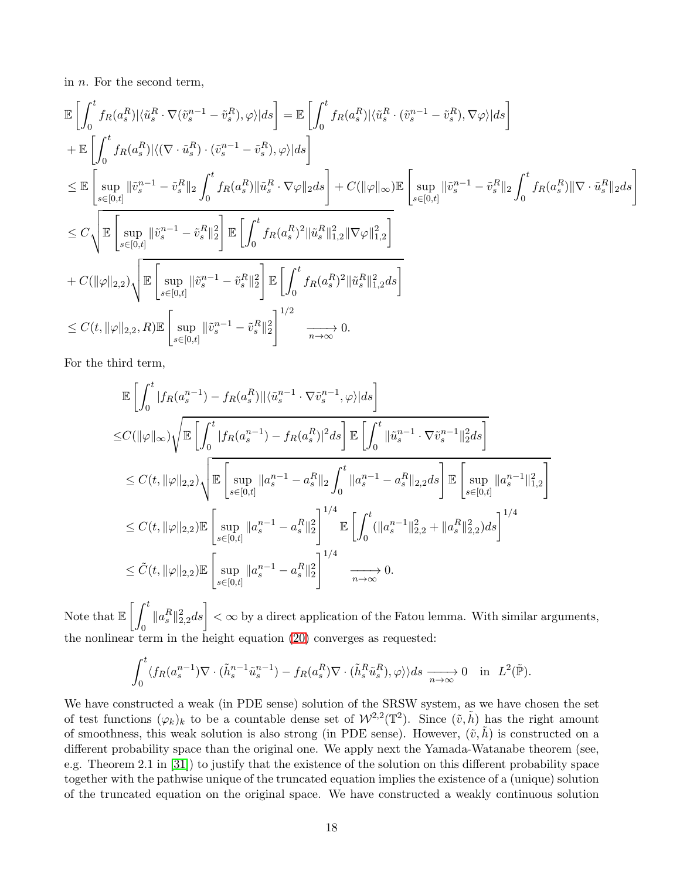in $n$. For the second term,

$$
\begin{aligned}
&\mathbb{E}\left[\int_0^t f_R(a_s^R)|\langle \tilde{u}_s^R \cdot \nabla(\tilde{v}_s^{n-1} - \tilde{v}_s^R), \varphi\rangle| ds\right] = \mathbb{E}\left[\int_0^t f_R(a_s^R)|\langle \tilde{u}_s^R \cdot (\tilde{v}_s^{n-1} - \tilde{v}_s^R), \nabla\varphi\rangle| ds\right] \\
&+ \mathbb{E}\left[\int_0^t f_R(a_s^R)|\langle (\nabla \cdot \tilde{u}_s^R) \cdot (\tilde{v}_s^{n-1} - \tilde{v}_s^R), \varphi\rangle| ds\right] \\
&\leq \mathbb{E}\left[\sup_{s\in[0,t]} \|\tilde{v}_s^{n-1} - \tilde{v}_s^R\|_2 \int_0^t f_R(a_s^R)\|\tilde{u}_s^R \cdot \nabla\varphi\|_2 ds\right] + C(\|\varphi\|_\infty)\mathbb{E}\left[\sup_{s\in[0,t]} \|\tilde{v}_s^{n-1} - \tilde{v}_s^R\|_2 \int_0^t f_R(a_s^R)\|\nabla \cdot \tilde{u}_s^R\|_2 ds\right] \\
&\leq C\sqrt{\mathbb{E}\left[\sup_{s\in[0,t]} \|\tilde{v}_s^{n-1} - \tilde{v}_s^R\|_2^2\right]\mathbb{E}\left[\int_0^t f_R(a_s^R)^2\|\tilde{u}_s^R\|_{1,2}^2\|\nabla\varphi\|_{1,2}^2\right]} \\
&+ C(\|\varphi\|_{2,2})\sqrt{\mathbb{E}\left[\sup_{s\in[0,t]} \|\tilde{v}_s^{n-1} - \tilde{v}_s^R\|_2^2\right]\mathbb{E}\left[\int_0^t f_R(a_s^R)^2\|\tilde{u}_s^R\|_{1,2}^2 ds\right]} \\
&\leq C(t, \|\varphi\|_{2,2}, R)\mathbb{E}\left[\sup_{s\in[0,t]} \|\tilde{v}_s^{n-1} - \tilde{v}_s^R\|_2^2\right]^{1/2} \quad \xrightarrow[n\to\infty]{} 0.
\end{aligned}
$$

For the third term,

$$
\begin{aligned}
&\mathbb{E}\left[\int_0^t |f_R(a_s^{n-1}) - f_R(a_s^R)||\langle \tilde{u}_s^{n-1} \cdot \nabla\tilde{v}_s^{n-1}, \varphi\rangle| ds\right] \\
\leq& C(\|\varphi\|_\infty)\sqrt{\mathbb{E}\left[\int_0^t |f_R(a_s^{n-1}) - f_R(a_s^R)|^2 ds\right]\mathbb{E}\left[\int_0^t \|\tilde{u}_s^{n-1} \cdot \nabla\tilde{v}_s^{n-1}\|_2^2 ds\right]} \\
&\leq C(t, \|\varphi\|_{2,2})\sqrt{\mathbb{E}\left[\sup_{s\in[0,t]} \|a_s^{n-1} - a_s^R\|_2 \int_0^t \|a_s^{n-1} - a_s^R\|_{2,2} ds\right]\mathbb{E}\left[\sup_{s\in[0,t]} \|a_s^{n-1}\|_{1,2}^2\right]} \\
&\leq C(t, \|\varphi\|_{2,2})\mathbb{E}\left[\sup_{s\in[0,t]} \|a_s^{n-1} - a_s^R\|_2^2\right]^{1/4} \mathbb{E}\left[\int_0^t (\|a_s^{n-1}\|_{2,2}^2 + \|a_s^R\|_{2,2}^2) ds\right]^{1/4} \\
&\leq \tilde{C}(t, \|\varphi\|_{2,2})\mathbb{E}\left[\sup_{s\in[0,t]} \|a_s^{n-1} - a_s^R\|_2^2\right]^{1/4} \quad \xrightarrow[n\to\infty]{} 0.
\end{aligned}
$$

Note that $\mathbb{E}\left[\int_0^t \|a_s^R\|_{2,2}^2 ds\right] < \infty$ by a direct application of the Fatou lemma. With similar arguments, the nonlinear term in the height equation (20) converges as requested:

$$
\int_0^t \langle f_R(a_s^{n-1})\nabla \cdot (\tilde{h}_s^{n-1}\tilde{u}_s^{n-1}) - f_R(a_s^R)\nabla \cdot (\tilde{h}_s^R \tilde{u}_s^R), \varphi\rangle\rangle ds \xrightarrow[n\to\infty]{} 0 \quad \text{in } L^2(\tilde{\mathbb{P}}).
$$

We have constructed a weak (in PDE sense) solution of the SRSW system, as we have chosen the set of test functions $(\varphi_k)_k$ to be a countable dense set of $\mathcal{W}^{2,2}(\mathbb{T}^2)$. Since $(\tilde{v}, \tilde{h})$ has the right amount of smoothness, this weak solution is also strong (in PDE sense). However, $(\tilde{v}, \tilde{h})$ is constructed on a different probability space than the original one. We apply next the Yamada-Watanabe theorem (see, e.g. Theorem 2.1 in [31]) to justify that the existence of the solution on this different probability space together with the pathwise unique of the truncated equation implies the existence of a (unique) solution of the truncated equation on the original space. We have constructed a weakly continuous solution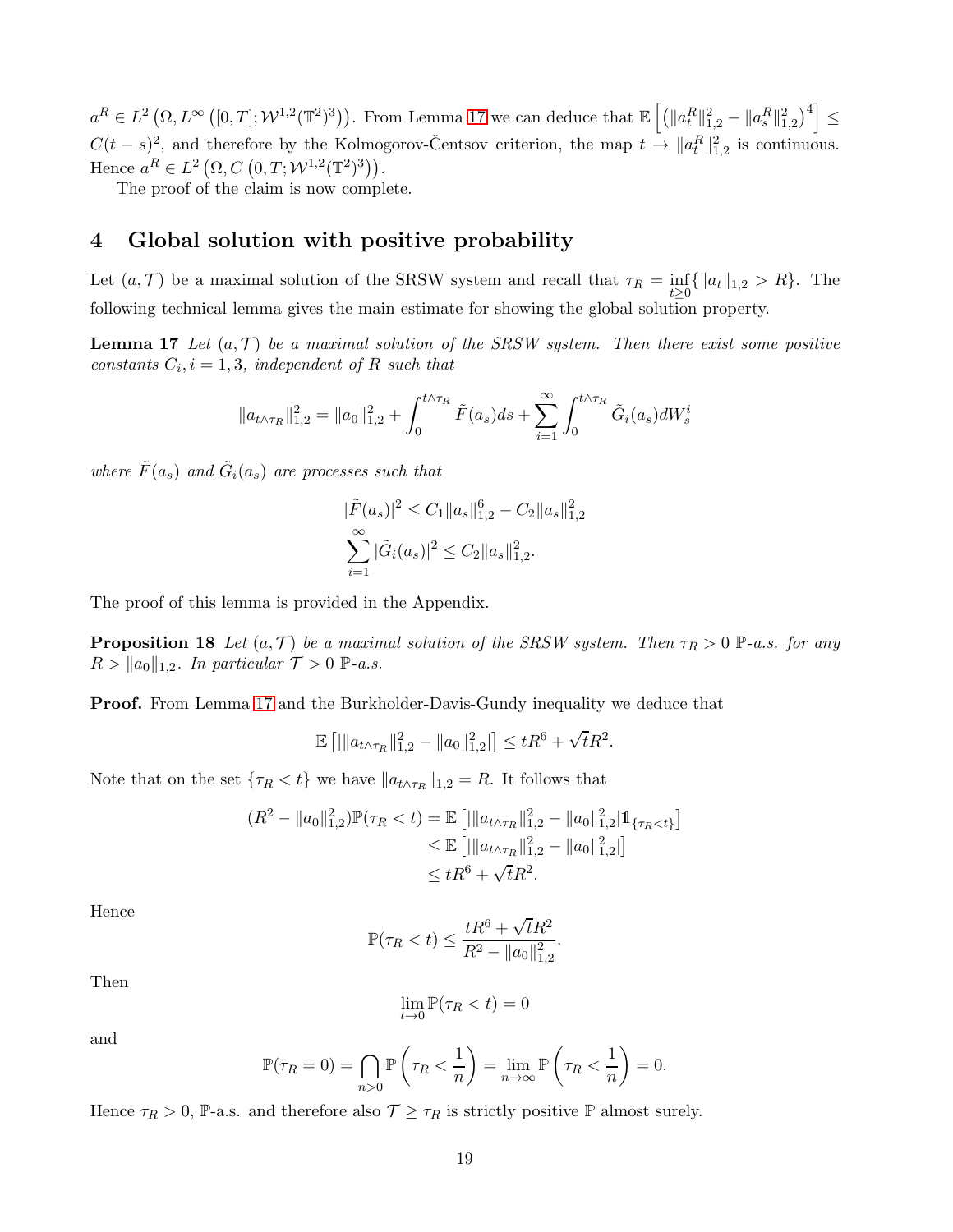$a^R \in L^2\left(\Omega, L^\infty\left([0,T]; \mathcal{W}^{1,2}(\mathbb{T}^2)^3\right)\right)$. From Lemma 17 we can deduce that $\mathbb{E}\left[\left(\|a_t^R\|_{1,2}^2 - \|a_s^R\|_{1,2}^2\right)^4\right] \leq C(t-s)^2$, and therefore by the Kolmogorov-Čentsov criterion, the map $t \to \|a_t^R\|_{1,2}^2$ is continuous. Hence $a^R \in L^2\left(\Omega, C\left(0,T; \mathcal{W}^{1,2}(\mathbb{T}^2)^3\right)\right)$.

The proof of the claim is now complete.

# 4 Global solution with positive probability

Let $(a, \mathcal{T})$ be a maximal solution of the SRSW system and recall that $\tau_R = \inf_{t \geq 0}\{\|a_t\|_{1,2} > R\}$. The following technical lemma gives the main estimate for showing the global solution property.

**Lemma 17** *Let $(a, \mathcal{T})$ be a maximal solution of the SRSW system. Then there exist some positive constants $C_i, i = 1, 3$, independent of $R$ such that*

$$\|a_{t\wedge\tau_R}\|_{1,2}^2 = \|a_0\|_{1,2}^2 + \int_0^{t\wedge\tau_R} \tilde{F}(a_s)ds + \sum_{i=1}^\infty \int_0^{t\wedge\tau_R} \tilde{G}_i(a_s)dW_s^i$$

*where $\tilde{F}(a_s)$ and $\tilde{G}_i(a_s)$ are processes such that*

$$|\tilde{F}(a_s)|^2 \leq C_1\|a_s\|_{1,2}^6 - C_2\|a_s\|_{1,2}^2$$
$$\sum_{i=1}^\infty |\tilde{G}_i(a_s)|^2 \leq C_2\|a_s\|_{1,2}^2.$$

The proof of this lemma is provided in the Appendix.

**Proposition 18** *Let $(a, \mathcal{T})$ be a maximal solution of the SRSW system. Then $\tau_R > 0$ $\mathbb{P}$-a.s. for any $R > \|a_0\|_{1,2}$. In particular $\mathcal{T} > 0$ $\mathbb{P}$-a.s.*

**Proof.** From Lemma 17 and the Burkholder-Davis-Gundy inequality we deduce that

$$\mathbb{E}\left[\left|\|a_{t\wedge\tau_R}\|_{1,2}^2 - \|a_0\|_{1,2}^2\right|\right] \leq tR^6 + \sqrt{t}R^2.$$

Note that on the set $\{\tau_R < t\}$ we have $\|a_{t\wedge\tau_R}\|_{1,2} = R$. It follows that

$$\begin{aligned}(R^2 - \|a_0\|_{1,2}^2)\mathbb{P}(\tau_R < t) &= \mathbb{E}\left[\left|\|a_{t\wedge\tau_R}\|_{1,2}^2 - \|a_0\|_{1,2}^2\right|\mathbb{1}_{\{\tau_R<t\}}\right] \\ &\leq \mathbb{E}\left[\left|\|a_{t\wedge\tau_R}\|_{1,2}^2 - \|a_0\|_{1,2}^2\right|\right] \\ &\leq tR^6 + \sqrt{t}R^2.\end{aligned}$$

Hence

$$\mathbb{P}(\tau_R < t) \leq \frac{tR^6 + \sqrt{t}R^2}{R^2 - \|a_0\|_{1,2}^2}.$$

Then

$$\lim_{t\to 0}\mathbb{P}(\tau_R < t) = 0$$

and

$$\mathbb{P}(\tau_R = 0) = \bigcap_{n>0}\mathbb{P}\left(\tau_R < \frac{1}{n}\right) = \lim_{n\to\infty}\mathbb{P}\left(\tau_R < \frac{1}{n}\right) = 0.$$

Hence $\tau_R > 0$, $\mathbb{P}$-a.s. and therefore also $\mathcal{T} \geq \tau_R$ is strictly positive $\mathbb{P}$ almost surely.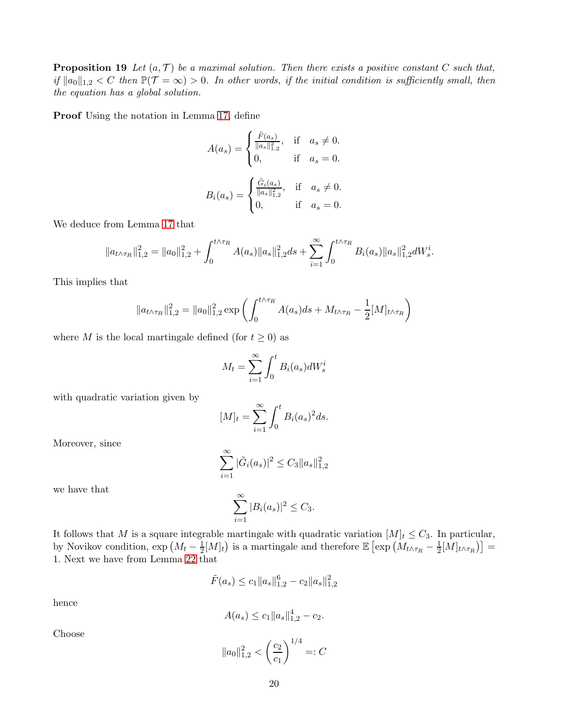**Proposition 19** *Let $(a, \mathcal{T})$ be a maximal solution. Then there exists a positive constant $C$ such that, if $\|a_0\|_{1,2} < C$ then $\mathbb{P}(\mathcal{T} = \infty) > 0$. In other words, if the initial condition is sufficiently small, then the equation has a global solution.*

**Proof** Using the notation in Lemma 17, define

$$A(a_s) = \begin{cases} \frac{\tilde{F}(a_s)}{\|a_s\|_{1,2}^2}, & \text{if} \quad a_s \neq 0. \\ 0, & \text{if} \quad a_s = 0. \end{cases}$$

$$B_i(a_s) = \begin{cases} \frac{\tilde{G}_i(a_s)}{\|a_s\|_{1,2}^2}, & \text{if} \quad a_s \neq 0. \\ 0, & \text{if} \quad a_s = 0. \end{cases}$$

We deduce from Lemma 17 that

$$\|a_{t\wedge\tau_R}\|_{1,2}^2 = \|a_0\|_{1,2}^2 + \int_0^{t\wedge\tau_R} A(a_s)\|a_s\|_{1,2}^2 ds + \sum_{i=1}^{\infty}\int_0^{t\wedge\tau_R} B_i(a_s)\|a_s\|_{1,2}^2 dW_s^i.$$

This implies that

$$\|a_{t\wedge\tau_R}\|_{1,2}^2 = \|a_0\|_{1,2}^2 \exp\left(\int_0^{t\wedge\tau_R} A(a_s)ds + M_{t\wedge\tau_R} - \frac{1}{2}[M]_{t\wedge\tau_R}\right)$$

where $M$ is the local martingale defined (for $t \geq 0$) as

$$M_t = \sum_{i=1}^{\infty}\int_0^t B_i(a_s)dW_s^i$$

with quadratic variation given by

$$[M]_t = \sum_{i=1}^{\infty}\int_0^t B_i(a_s)^2 ds.$$

Moreover, since

$$\sum_{i=1}^{\infty}|\tilde{G}_i(a_s)|^2 \leq C_3\|a_s\|_{1,2}^2$$

we have that

$$\sum_{i=1}^{\infty}|B_i(a_s)|^2 \leq C_3.$$

It follows that $M$ is a square integrable martingale with quadratic variation $[M]_t \leq C_3$. In particular, by Novikov condition, $\exp\left(M_t - \frac{1}{2}[M]_t\right)$ is a martingale and therefore $\mathbb{E}\left[\exp\left(M_{t\wedge\tau_R} - \frac{1}{2}[M]_{t\wedge\tau_R}\right)\right] = 1$. Next we have from Lemma 22 that

$$\tilde{F}(a_s) \leq c_1\|a_s\|_{1,2}^6 - c_2\|a_s\|_{1,2}^2$$

hence

$$A(a_s) \leq c_1\|a_s\|_{1,2}^4 - c_2.$$

Choose

$$\|a_0\|_{1,2}^2 < \left(\frac{c_2}{c_1}\right)^{1/4} =: C$$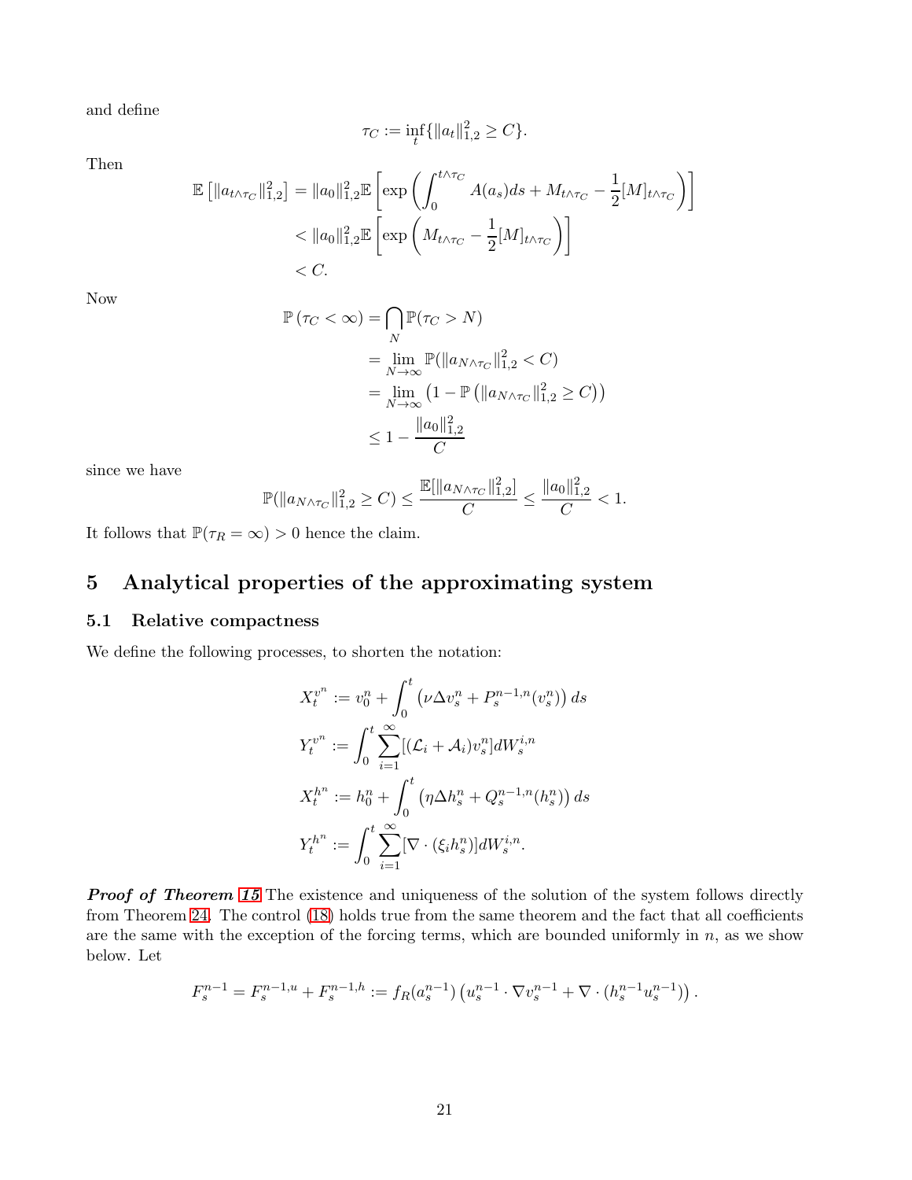and define

$$\tau_C := \inf_t \{\|a_t\|_{1,2}^2 \geq C\}.$$

Then

$$\begin{aligned}
\mathbb{E}\left[\|a_{t\wedge\tau_C}\|_{1,2}^2\right] &= \|a_0\|_{1,2}^2 \mathbb{E}\left[\exp\left(\int_0^{t\wedge\tau_C} A(a_s)ds + M_{t\wedge\tau_C} - \frac{1}{2}[M]_{t\wedge\tau_C}\right)\right] \\
&< \|a_0\|_{1,2}^2 \mathbb{E}\left[\exp\left(M_{t\wedge\tau_C} - \frac{1}{2}[M]_{t\wedge\tau_C}\right)\right] \\
&< C.
\end{aligned}$$

Now

$$\begin{aligned}
\mathbb{P}\left(\tau_C < \infty\right) &= \bigcap_N \mathbb{P}(\tau_C > N) \\
&= \lim_{N\to\infty} \mathbb{P}(\|a_{N\wedge\tau_C}\|_{1,2}^2 < C) \\
&= \lim_{N\to\infty} \left(1 - \mathbb{P}\left(\|a_{N\wedge\tau_C}\|_{1,2}^2 \geq C\right)\right) \\
&\leq 1 - \frac{\|a_0\|_{1,2}^2}{C}
\end{aligned}$$

since we have

$$\mathbb{P}(\|a_{N\wedge\tau_C}\|_{1,2}^2 \geq C) \leq \frac{\mathbb{E}[\|a_{N\wedge\tau_C}\|_{1,2}^2]}{C} \leq \frac{\|a_0\|_{1,2}^2}{C} < 1.$$

It follows that $\mathbb{P}(\tau_R = \infty) > 0$ hence the claim.

## 5 Analytical properties of the approximating system

### 5.1 Relative compactness

We define the following processes, to shorten the notation:

$$\begin{aligned}
X_t^{v^n} &:= v_0^n + \int_0^t \left(\nu\Delta v_s^n + P_s^{n-1,n}(v_s^n)\right) ds \\
Y_t^{v^n} &:= \int_0^t \sum_{i=1}^{\infty} [(\mathcal{L}_i + \mathcal{A}_i)v_s^n] dW_s^{i,n} \\
X_t^{h^n} &:= h_0^n + \int_0^t \left(\eta\Delta h_s^n + Q_s^{n-1,n}(h_s^n)\right) ds \\
Y_t^{h^n} &:= \int_0^t \sum_{i=1}^{\infty} [\nabla\cdot(\xi_i h_s^n)] dW_s^{i,n}.
\end{aligned}$$

***Proof of Theorem 15*** The existence and uniqueness of the solution of the system follows directly from Theorem 24. The control (18) holds true from the same theorem and the fact that all coefficients are the same with the exception of the forcing terms, which are bounded uniformly in $n$, as we show below. Let

$$F_s^{n-1} = F_s^{n-1,u} + F_s^{n-1,h} := f_R(a_s^{n-1})\left(u_s^{n-1}\cdot\nabla v_s^{n-1} + \nabla\cdot(h_s^{n-1}u_s^{n-1})\right).$$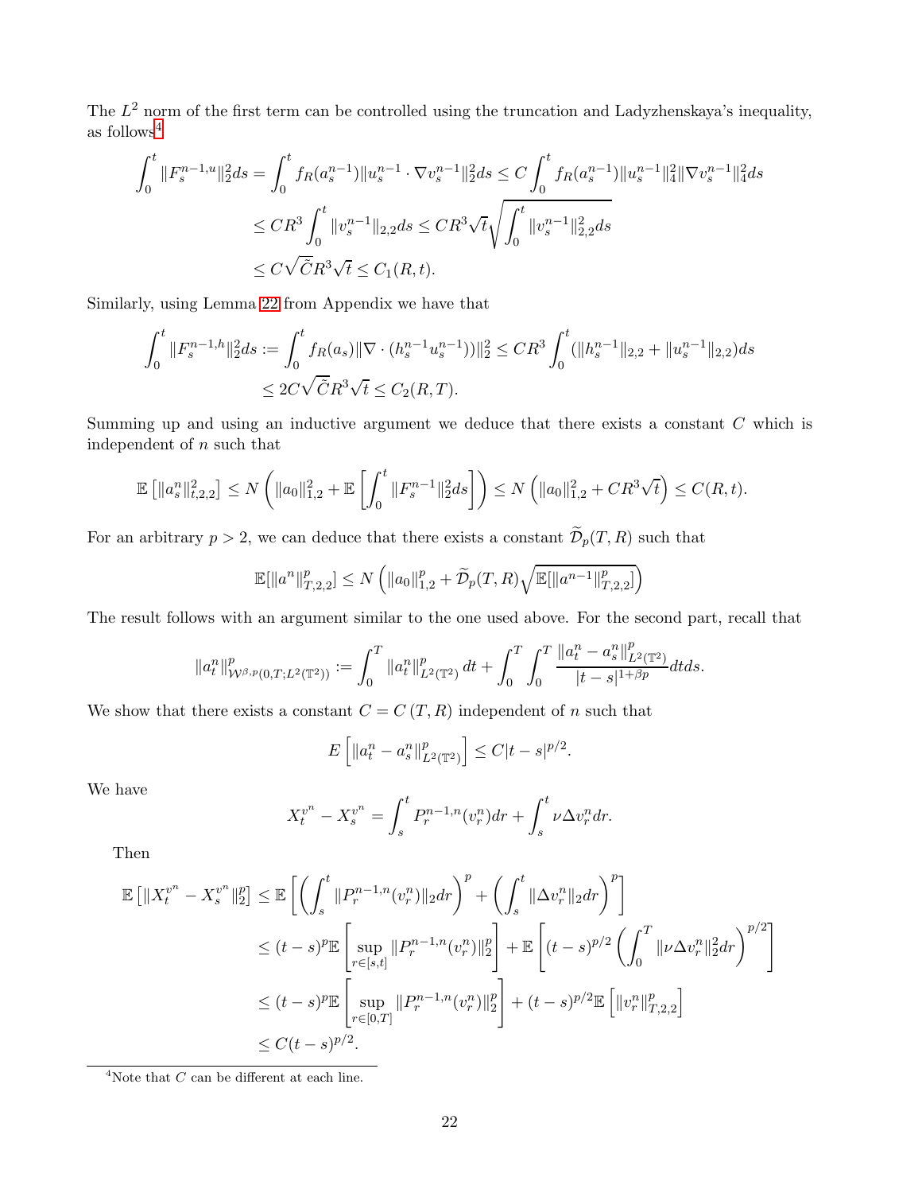The $L^2$ norm of the first term can be controlled using the truncation and Ladyzhenskaya's inequality, as follows[4]

$$
\begin{aligned}
\int_0^t \|F_s^{n-1,u}\|_2^2 ds &= \int_0^t f_R(a_s^{n-1}) \|u_s^{n-1} \cdot \nabla v_s^{n-1}\|_2^2 ds \leq C \int_0^t f_R(a_s^{n-1}) \|u_s^{n-1}\|_4^2 \|\nabla v_s^{n-1}\|_4^2 ds \\
&\leq CR^3 \int_0^t \|v_s^{n-1}\|_{2,2} ds \leq CR^3 \sqrt{t} \sqrt{\int_0^t \|v_s^{n-1}\|_{2,2}^2 ds} \\
&\leq C\sqrt{\tilde{C}} R^3 \sqrt{t} \leq C_1(R,t).
\end{aligned}
$$

Similarly, using Lemma 22 from Appendix we have that

$$
\begin{aligned}
\int_0^t \|F_s^{n-1,h}\|_2^2 ds &:= \int_0^t f_R(a_s) \|\nabla \cdot (h_s^{n-1} u_s^{n-1}))\|_2^2 \leq CR^3 \int_0^t (\|h_s^{n-1}\|_{2,2} + \|u_s^{n-1}\|_{2,2}) ds \\
&\leq 2C\sqrt{\tilde{C}} R^3 \sqrt{t} \leq C_2(R,T).
\end{aligned}
$$

Summing up and using an inductive argument we deduce that there exists a constant $C$ which is independent of $n$ such that

$$
\mathbb{E}\left[\|a_s^n\|_{t,2,2}^2\right] \leq N\left(\|a_0\|_{1,2}^2 + \mathbb{E}\left[\int_0^t \|F_s^{n-1}\|_2^2 ds\right]\right) \leq N\left(\|a_0\|_{1,2}^2 + CR^3\sqrt{t}\right) \leq C(R,t).
$$

For an arbitrary $p > 2$, we can deduce that there exists a constant $\widetilde{\mathcal{D}}_p(T,R)$ such that

$$
\mathbb{E}[\|a^n\|_{T,2,2}^p] \leq N\left(\|a_0\|_{1,2}^p + \widetilde{\mathcal{D}}_p(T,R)\sqrt{\mathbb{E}[\|a^{n-1}\|_{T,2,2}^p]}\right)
$$

The result follows with an argument similar to the one used above. For the second part, recall that

$$
\|a_t^n\|_{\mathcal{W}^{\beta,p}(0,T;L^2(\mathbb{T}^2))}^p := \int_0^T \|a_t^n\|_{L^2(\mathbb{T}^2)}^p dt + \int_0^T \int_0^T \frac{\|a_t^n - a_s^n\|_{L^2(\mathbb{T}^2)}^p}{|t-s|^{1+\beta p}} dt ds.
$$

We show that there exists a constant $C = C(T,R)$ independent of $n$ such that

$$
E\left[\|a_t^n - a_s^n\|_{L^2(\mathbb{T}^2)}^p\right] \leq C|t-s|^{p/2}.
$$

We have

$$
X_t^{v^n} - X_s^{v^n} = \int_s^t P_r^{n-1,n}(v_r^n) dr + \int_s^t \nu \Delta v_r^n dr.
$$

Then

$$
\begin{aligned}
\mathbb{E}\left[\|X_t^{v^n} - X_s^{v^n}\|_2^p\right] &\leq \mathbb{E}\left[\left(\int_s^t \|P_r^{n-1,n}(v_r^n)\|_2 dr\right)^p + \left(\int_s^t \|\Delta v_r^n\|_2 dr\right)^p\right] \\
&\leq (t-s)^p \mathbb{E}\left[\sup_{r \in [s,t]} \|P_r^{n-1,n}(v_r^n)\|_2^p\right] + \mathbb{E}\left[(t-s)^{p/2}\left(\int_0^T \|\nu \Delta v_r^n\|_2^2 dr\right)^{p/2}\right] \\
&\leq (t-s)^p \mathbb{E}\left[\sup_{r \in [0,T]} \|P_r^{n-1,n}(v_r^n)\|_2^p\right] + (t-s)^{p/2} \mathbb{E}\left[\|v_r^n\|_{T,2,2}^p\right] \\
&\leq C(t-s)^{p/2}.
\end{aligned}
$$

[4] Note that $C$ can be different at each line.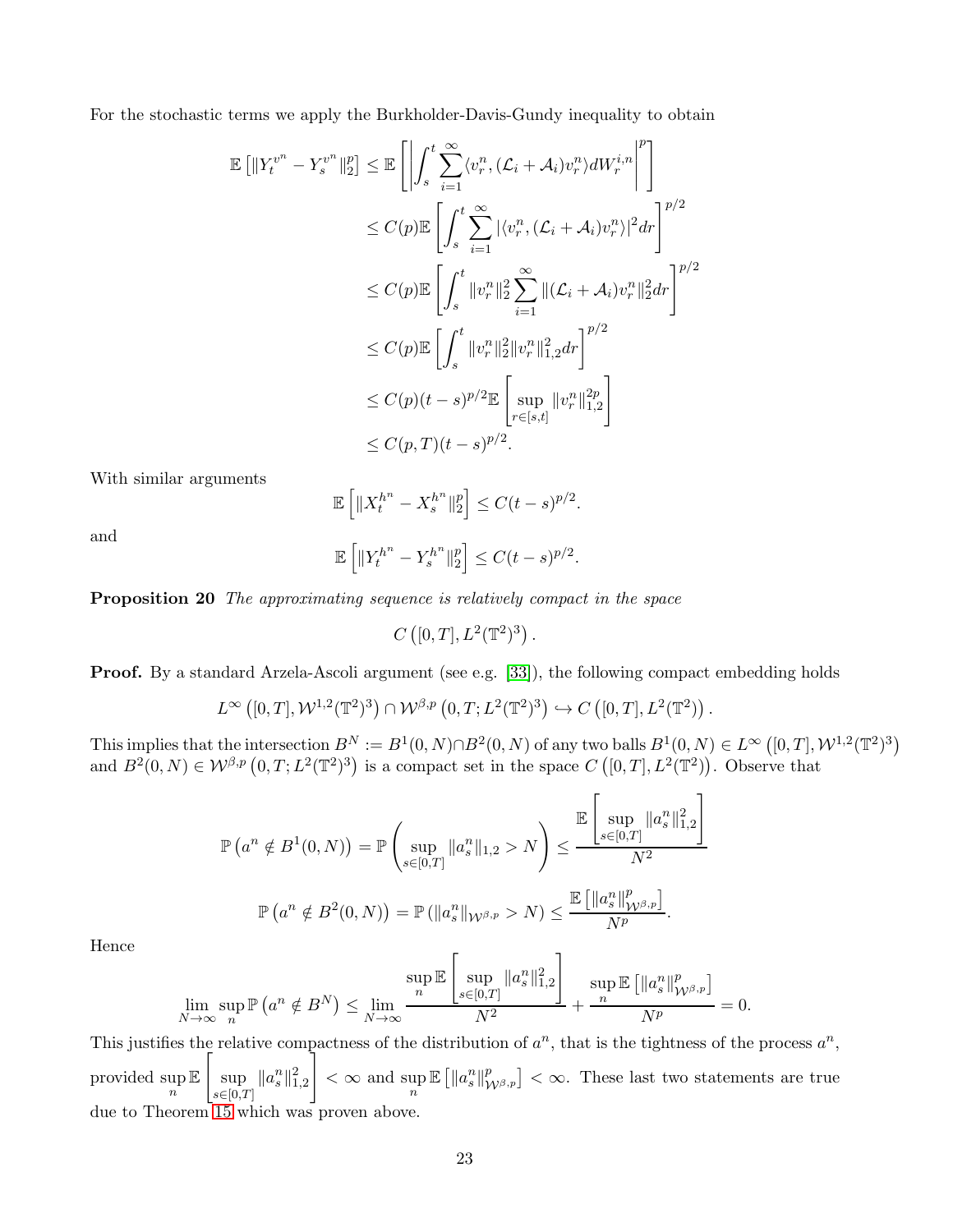For the stochastic terms we apply the Burkholder-Davis-Gundy inequality to obtain

$$
\begin{aligned}
\mathbb{E}\left[\|Y_t^{v^n} - Y_s^{v^n}\|_2^p\right] &\leq \mathbb{E}\left[\left|\int_s^t \sum_{i=1}^{\infty} \langle v_r^n, (\mathcal{L}_i + \mathcal{A}_i) v_r^n \rangle dW_r^{i,n}\right|^p\right] \\
&\leq C(p)\mathbb{E}\left[\int_s^t \sum_{i=1}^{\infty} |\langle v_r^n, (\mathcal{L}_i + \mathcal{A}_i) v_r^n \rangle|^2 dr\right]^{p/2} \\
&\leq C(p)\mathbb{E}\left[\int_s^t \|v_r^n\|_2^2 \sum_{i=1}^{\infty} \|(\mathcal{L}_i + \mathcal{A}_i) v_r^n\|_2^2 dr\right]^{p/2} \\
&\leq C(p)\mathbb{E}\left[\int_s^t \|v_r^n\|_2^2 \|v_r^n\|_{1,2}^2 dr\right]^{p/2} \\
&\leq C(p)(t-s)^{p/2}\mathbb{E}\left[\sup_{r\in[s,t]} \|v_r^n\|_{1,2}^{2p}\right] \\
&\leq C(p,T)(t-s)^{p/2}.
\end{aligned}
$$

With similar arguments

$$
\mathbb{E}\left[\|X_t^{h^n} - X_s^{h^n}\|_2^p\right] \leq C(t-s)^{p/2}.
$$

and

$$
\mathbb{E}\left[\|Y_t^{h^n} - Y_s^{h^n}\|_2^p\right] \leq C(t-s)^{p/2}.
$$

**Proposition 20** *The approximating sequence is relatively compact in the space*

$$
C\left([0,T], L^2(\mathbb{T}^2)^3\right).
$$

**Proof.** By a standard Arzela-Ascoli argument (see e.g. [33]), the following compact embedding holds

$$
L^\infty\left([0,T], \mathcal{W}^{1,2}(\mathbb{T}^2)^3\right) \cap \mathcal{W}^{\beta,p}\left(0,T; L^2(\mathbb{T}^2)^3\right) \hookrightarrow C\left([0,T], L^2(\mathbb{T}^2)\right).
$$

This implies that the intersection $B^N := B^1(0,N) \cap B^2(0,N)$ of any two balls $B^1(0,N) \in L^\infty\left([0,T], \mathcal{W}^{1,2}(\mathbb{T}^2)^3\right)$ and $B^2(0,N) \in \mathcal{W}^{\beta,p}\left(0,T; L^2(\mathbb{T}^2)^3\right)$ is a compact set in the space $C\left([0,T], L^2(\mathbb{T}^2)\right)$. Observe that

$$
\mathbb{P}\left(a^n \notin B^1(0,N)\right) = \mathbb{P}\left(\sup_{s\in[0,T]} \|a_s^n\|_{1,2} > N\right) \leq \frac{\mathbb{E}\left[\sup_{s\in[0,T]} \|a_s^n\|_{1,2}^2\right]}{N^2}
$$

$$
\mathbb{P}\left(a^n \notin B^2(0,N)\right) = \mathbb{P}\left(\|a_s^n\|_{\mathcal{W}^{\beta,p}} > N\right) \leq \frac{\mathbb{E}\left[\|a_s^n\|_{\mathcal{W}^{\beta,p}}^p\right]}{N^p}.
$$

Hence

$$
\lim_{N\to\infty} \sup_n \mathbb{P}\left(a^n \notin B^N\right) \leq \lim_{N\to\infty} \frac{\sup_n \mathbb{E}\left[\sup_{s\in[0,T]} \|a_s^n\|_{1,2}^2\right]}{N^2} + \frac{\sup_n \mathbb{E}\left[\|a_s^n\|_{\mathcal{W}^{\beta,p}}^p\right]}{N^p} = 0.
$$

This justifies the relative compactness of the distribution of $a^n$, that is the tightness of the process $a^n$, provided $\sup_n \mathbb{E}\left[\sup_{s\in[0,T]} \|a_s^n\|_{1,2}^2\right] < \infty$ and $\sup_n \mathbb{E}\left[\|a_s^n\|_{\mathcal{W}^{\beta,p}}^p\right] < \infty$. These last two statements are true due to Theorem 15 which was proven above.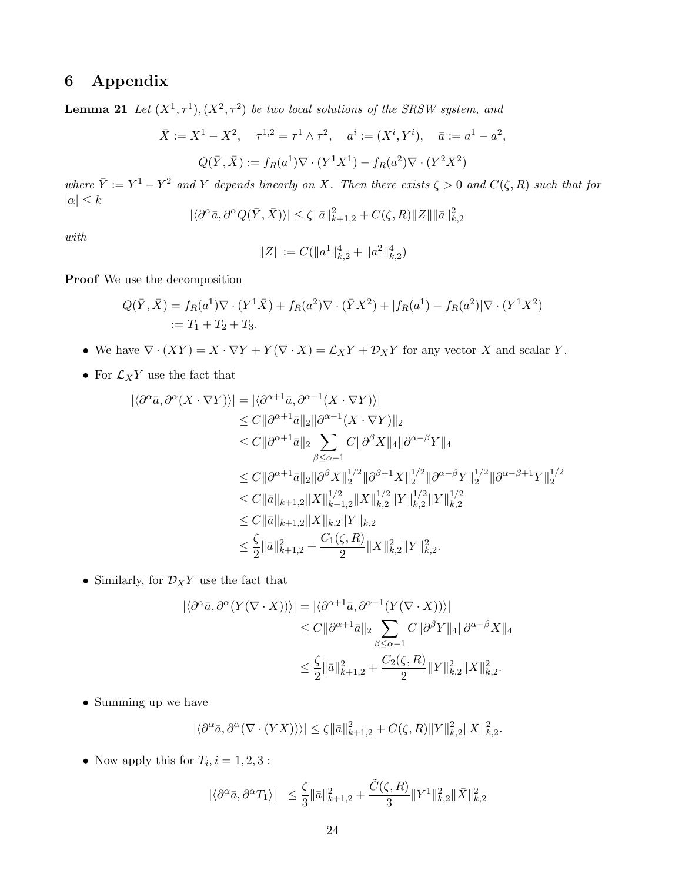# 6 Appendix

**Lemma 21** *Let $(X^1, \tau^1), (X^2, \tau^2)$ be two local solutions of the SRSW system, and*

$$\bar{X} := X^1 - X^2, \quad \tau^{1,2} = \tau^1 \wedge \tau^2, \quad a^i := (X^i, Y^i), \quad \bar{a} := a^1 - a^2,$$

$$Q(\bar{Y}, \bar{X}) := f_R(a^1)\nabla \cdot (Y^1 X^1) - f_R(a^2)\nabla \cdot (Y^2 X^2)$$

*where $\bar{Y} := Y^1 - Y^2$ and $Y$ depends linearly on $X$. Then there exists $\zeta > 0$ and $C(\zeta, R)$ such that for $|\alpha| \leq k$*

$$|\langle \partial^\alpha \bar{a}, \partial^\alpha Q(\bar{Y}, \bar{X}) \rangle| \leq \zeta \|\bar{a}\|_{k+1,2}^2 + C(\zeta, R)\|Z\| \|\bar{a}\|_{k,2}^2$$

*with*

$$\|Z\| := C(\|a^1\|_{k,2}^4 + \|a^2\|_{k,2}^4)$$

**Proof** We use the decomposition

$$\begin{aligned}
Q(\bar{Y}, \bar{X}) &= f_R(a^1)\nabla \cdot (Y^1 \bar{X}) + f_R(a^2)\nabla \cdot (\bar{Y} X^2) + |f_R(a^1) - f_R(a^2)|\nabla \cdot (Y^1 X^2) \\
&:= T_1 + T_2 + T_3.
\end{aligned}$$

- We have $\nabla \cdot (XY) = X \cdot \nabla Y + Y(\nabla \cdot X) = \mathcal{L}_X Y + \mathcal{D}_X Y$ for any vector $X$ and scalar $Y$.
- For $\mathcal{L}_X Y$ use the fact that

$$\begin{aligned}
|\langle \partial^\alpha \bar{a}, \partial^\alpha (X \cdot \nabla Y) \rangle| &= |\langle \partial^{\alpha+1} \bar{a}, \partial^{\alpha-1} (X \cdot \nabla Y) \rangle| \\
&\leq C\|\partial^{\alpha+1}\bar{a}\|_2 \|\partial^{\alpha-1}(X \cdot \nabla Y)\|_2 \\
&\leq C\|\partial^{\alpha+1}\bar{a}\|_2 \sum_{\beta \leq \alpha-1} C\|\partial^\beta X\|_4 \|\partial^{\alpha-\beta} Y\|_4 \\
&\leq C\|\partial^{\alpha+1}\bar{a}\|_2 \|\partial^\beta X\|_2^{1/2} \|\partial^{\beta+1} X\|_2^{1/2} \|\partial^{\alpha-\beta} Y\|_2^{1/2} \|\partial^{\alpha-\beta+1} Y\|_2^{1/2} \\
&\leq C\|\bar{a}\|_{k+1,2} \|X\|_{k-1,2}^{1/2} \|X\|_{k,2}^{1/2} \|Y\|_{k,2}^{1/2} \|Y\|_{k,2}^{1/2} \\
&\leq C\|\bar{a}\|_{k+1,2} \|X\|_{k,2} \|Y\|_{k,2} \\
&\leq \frac{\zeta}{2}\|\bar{a}\|_{k+1,2}^2 + \frac{C_1(\zeta, R)}{2}\|X\|_{k,2}^2 \|Y\|_{k,2}^2.
\end{aligned}$$

- Similarly, for $\mathcal{D}_X Y$ use the fact that

$$\begin{aligned}
|\langle \partial^\alpha \bar{a}, \partial^\alpha (Y(\nabla \cdot X)) \rangle| &= |\langle \partial^{\alpha+1} \bar{a}, \partial^{\alpha-1} (Y(\nabla \cdot X)) \rangle| \\
&\leq C\|\partial^{\alpha+1}\bar{a}\|_2 \sum_{\beta \leq \alpha-1} C\|\partial^\beta Y\|_4 \|\partial^{\alpha-\beta} X\|_4 \\
&\leq \frac{\zeta}{2}\|\bar{a}\|_{k+1,2}^2 + \frac{C_2(\zeta, R)}{2}\|Y\|_{k,2}^2 \|X\|_{k,2}^2.
\end{aligned}$$

- Summing up we have

$$|\langle \partial^\alpha \bar{a}, \partial^\alpha (\nabla \cdot (YX)) \rangle| \leq \zeta \|\bar{a}\|_{k+1,2}^2 + C(\zeta, R)\|Y\|_{k,2}^2 \|X\|_{k,2}^2.$$

- Now apply this for $T_i, i = 1, 2, 3$ :

$$|\langle \partial^\alpha \bar{a}, \partial^\alpha T_1 \rangle| \leq \frac{\zeta}{3}\|\bar{a}\|_{k+1,2}^2 + \frac{\tilde{C}(\zeta, R)}{3}\|Y^1\|_{k,2}^2 \|\bar{X}\|_{k,2}^2$$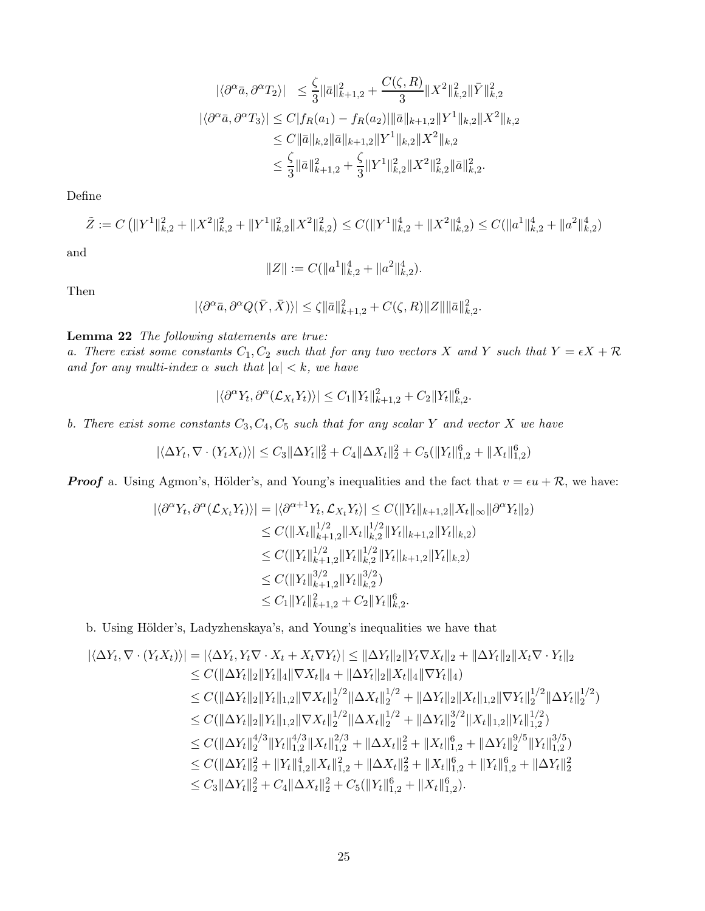$$
\begin{aligned}
|\langle \partial^\alpha \bar{a}, \partial^\alpha T_2\rangle| &\leq \frac{\zeta}{3}\|\bar{a}\|_{k+1,2}^2 + \frac{C(\zeta,R)}{3}\|X^2\|_{k,2}^2\|\bar{Y}\|_{k,2}^2 \\
|\langle \partial^\alpha \bar{a}, \partial^\alpha T_3\rangle| &\leq C|f_R(a_1)-f_R(a_2)|\|\bar{a}\|_{k+1,2}\|Y^1\|_{k,2}\|X^2\|_{k,2} \\
&\leq C\|\bar{a}\|_{k,2}\|\bar{a}\|_{k+1,2}\|Y^1\|_{k,2}\|X^2\|_{k,2} \\
&\leq \frac{\zeta}{3}\|\bar{a}\|_{k+1,2}^2 + \frac{\zeta}{3}\|Y^1\|_{k,2}^2\|X^2\|_{k,2}^2\|\bar{a}\|_{k,2}^2.
\end{aligned}
$$

Define

$$
\tilde{Z} := C\left(\|Y^1\|_{k,2}^2 + \|X^2\|_{k,2}^2 + \|Y^1\|_{k,2}^2\|X^2\|_{k,2}^2\right) \leq C(\|Y^1\|_{k,2}^4 + \|X^2\|_{k,2}^4) \leq C(\|a^1\|_{k,2}^4 + \|a^2\|_{k,2}^4)
$$

and

$$
\|Z\| := C(\|a^1\|_{k,2}^4 + \|a^2\|_{k,2}^4).
$$

Then

$$
|\langle \partial^\alpha \bar{a}, \partial^\alpha Q(\bar{Y},\bar{X})\rangle| \leq \zeta\|\bar{a}\|_{k+1,2}^2 + C(\zeta,R)\|Z\|\|\bar{a}\|_{k,2}^2.
$$

**Lemma 22** *The following statements are true:*
*a. There exist some constants $C_1, C_2$ such that for any two vectors $X$ and $Y$ such that $Y = \epsilon X + \mathcal{R}$ and for any multi-index $\alpha$ such that $|\alpha| < k$, we have*

$$
|\langle \partial^\alpha Y_t, \partial^\alpha(\mathcal{L}_{X_t}Y_t)\rangle| \leq C_1\|Y_t\|_{k+1,2}^2 + C_2\|Y_t\|_{k,2}^6.
$$

*b. There exist some constants $C_3, C_4, C_5$ such that for any scalar $Y$ and vector $X$ we have*

$$
|\langle \Delta Y_t, \nabla\cdot(Y_tX_t)\rangle| \leq C_3\|\Delta Y_t\|_2^2 + C_4\|\Delta X_t\|_2^2 + C_5(\|Y_t\|_{1,2}^6 + \|X_t\|_{1,2}^6)
$$

***Proof*** a. Using Agmon's, Hölder's, and Young's inequalities and the fact that $v = \epsilon u + \mathcal{R}$, we have:

$$
\begin{aligned}
|\langle \partial^\alpha Y_t, \partial^\alpha(\mathcal{L}_{X_t}Y_t)\rangle| = |\langle \partial^{\alpha+1} Y_t, \mathcal{L}_{X_t}Y_t\rangle| &\leq C(\|Y_t\|_{k+1,2}\|X_t\|_\infty\|\partial^\alpha Y_t\|_2) \\
&\leq C(\|X_t\|_{k+1,2}^{1/2}\|X_t\|_{k,2}^{1/2}\|Y_t\|_{k+1,2}\|Y_t\|_{k,2}) \\
&\leq C(\|Y_t\|_{k+1,2}^{1/2}\|Y_t\|_{k,2}^{1/2}\|Y_t\|_{k+1,2}\|Y_t\|_{k,2}) \\
&\leq C(\|Y_t\|_{k+1,2}^{3/2}\|Y_t\|_{k,2}^{3/2}) \\
&\leq C_1\|Y_t\|_{k+1,2}^2 + C_2\|Y_t\|_{k,2}^6.
\end{aligned}
$$

b. Using Hölder's, Ladyzhenskaya's, and Young's inequalities we have that

$$
\begin{aligned}
|\langle \Delta Y_t, \nabla\cdot(Y_tX_t)\rangle| &= |\langle \Delta Y_t, Y_t\nabla\cdot X_t + X_t\nabla Y_t\rangle| \leq \|\Delta Y_t\|_2\|Y_t\nabla X_t\|_2 + \|\Delta Y_t\|_2\|X_t\nabla\cdot Y_t\|_2 \\
&\leq C(\|\Delta Y_t\|_2\|Y_t\|_4\|\nabla X_t\|_4 + \|\Delta Y_t\|_2\|X_t\|_4\|\nabla Y_t\|_4) \\
&\leq C(\|\Delta Y_t\|_2\|Y_t\|_{1,2}\|\nabla X_t\|_2^{1/2}\|\Delta X_t\|_2^{1/2} + \|\Delta Y_t\|_2\|X_t\|_{1,2}\|\nabla Y_t\|_2^{1/2}\|\Delta Y_t\|_2^{1/2}) \\
&\leq C(\|\Delta Y_t\|_2\|Y_t\|_{1,2}\|\nabla X_t\|_2^{1/2}\|\Delta X_t\|_2^{1/2} + \|\Delta Y_t\|_2^{3/2}\|X_t\|_{1,2}\|Y_t\|_{1,2}^{1/2}) \\
&\leq C(\|\Delta Y_t\|_2^{4/3}\|Y_t\|_{1,2}^{4/3}\|X_t\|_{1,2}^{2/3} + \|\Delta X_t\|_2^2 + \|X_t\|_{1,2}^6 + \|\Delta Y_t\|_2^{9/5}\|Y_t\|_{1,2}^{3/5}) \\
&\leq C(\|\Delta Y_t\|_2^2 + \|Y_t\|_{1,2}^4\|X_t\|_{1,2}^2 + \|\Delta X_t\|_2^2 + \|X_t\|_{1,2}^6 + \|Y_t\|_{1,2}^6 + \|\Delta Y_t\|_2^2 \\
&\leq C_3\|\Delta Y_t\|_2^2 + C_4\|\Delta X_t\|_2^2 + C_5(\|Y_t\|_{1,2}^6 + \|X_t\|_{1,2}^6).
\end{aligned}
$$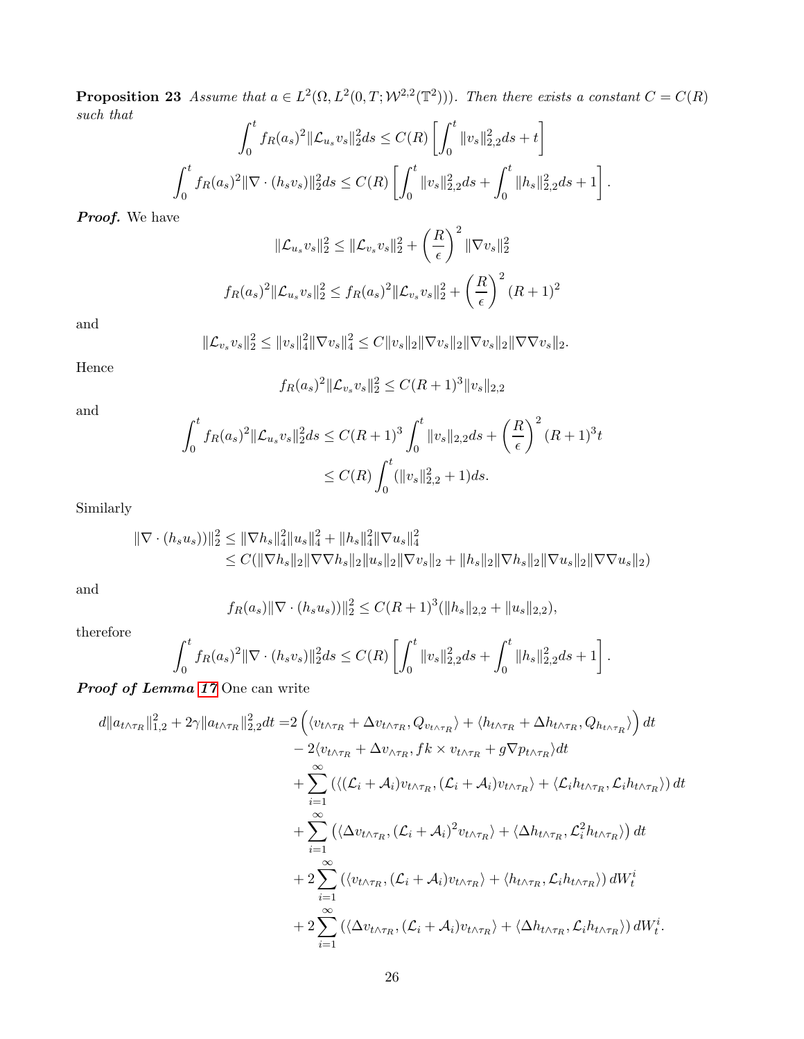**Proposition 23** *Assume that $a \in L^2(\Omega, L^2(0,T;\mathcal{W}^{2,2}(\mathbb{T}^2)))$. Then there exists a constant $C = C(R)$ such that*

$$\int_0^t f_R(a_s)^2 \|\mathcal{L}_{u_s} v_s\|_2^2 ds \leq C(R)\left[\int_0^t \|v_s\|_{2,2}^2 ds + t\right]$$

$$\int_0^t f_R(a_s)^2 \|\nabla \cdot (h_s v_s)\|_2^2 ds \leq C(R)\left[\int_0^t \|v_s\|_{2,2}^2 ds + \int_0^t \|h_s\|_{2,2}^2 ds + 1\right].$$

***Proof.*** We have

$$\|\mathcal{L}_{u_s} v_s\|_2^2 \leq \|\mathcal{L}_{v_s} v_s\|_2^2 + \left(\frac{R}{\epsilon}\right)^2 \|\nabla v_s\|_2^2$$

$$f_R(a_s)^2 \|\mathcal{L}_{u_s} v_s\|_2^2 \leq f_R(a_s)^2 \|\mathcal{L}_{v_s} v_s\|_2^2 + \left(\frac{R}{\epsilon}\right)^2 (R+1)^2$$

and

$$\|\mathcal{L}_{v_s} v_s\|_2^2 \leq \|v_s\|_4^2 \|\nabla v_s\|_4^2 \leq C\|v_s\|_2 \|\nabla v_s\|_2 \|\nabla v_s\|_2 \|\nabla\nabla v_s\|_2.$$

Hence

$$f_R(a_s)^2 \|\mathcal{L}_{v_s} v_s\|_2^2 \leq C(R+1)^3 \|v_s\|_{2,2}$$

and

$$\begin{aligned}\int_0^t f_R(a_s)^2 \|\mathcal{L}_{u_s} v_s\|_2^2 ds &\leq C(R+1)^3 \int_0^t \|v_s\|_{2,2} ds + \left(\frac{R}{\epsilon}\right)^2 (R+1)^3 t \\ &\leq C(R) \int_0^t (\|v_s\|_{2,2}^2 + 1) ds.\end{aligned}$$

Similarly

$$\begin{aligned}\|\nabla \cdot (h_s u_s))\|_2^2 &\leq \|\nabla h_s\|_4^2 \|u_s\|_4^2 + \|h_s\|_4^2 \|\nabla u_s\|_4^2 \\ &\leq C(\|\nabla h_s\|_2 \|\nabla\nabla h_s\|_2 \|u_s\|_2 \|\nabla v_s\|_2 + \|h_s\|_2 \|\nabla h_s\|_2 \|\nabla u_s\|_2 \|\nabla\nabla u_s\|_2)\end{aligned}$$

and

$$f_R(a_s) \|\nabla \cdot (h_s u_s))\|_2^2 \leq C(R+1)^3 (\|h_s\|_{2,2} + \|u_s\|_{2,2}),$$

therefore

$$\int_0^t f_R(a_s)^2 \|\nabla \cdot (h_s v_s)\|_2^2 ds \leq C(R)\left[\int_0^t \|v_s\|_{2,2}^2 ds + \int_0^t \|h_s\|_{2,2}^2 ds + 1\right].$$

***Proof of Lemma 17*** One can write

$$\begin{aligned}d\|a_{t\wedge\tau_R}\|_{1,2}^2 + 2\gamma \|a_{t\wedge\tau_R}\|_{2,2}^2 dt =& 2\left(\langle v_{t\wedge\tau_R} + \Delta v_{t\wedge\tau_R}, Q_{v_{t\wedge\tau_R}}\rangle + \langle h_{t\wedge\tau_R} + \Delta h_{t\wedge\tau_R}, Q_{h_{t\wedge\tau_R}}\rangle\right) dt \\ &- 2\langle v_{t\wedge\tau_R} + \Delta v_{\wedge\tau_R}, fk \times v_{t\wedge\tau_R} + g\nabla p_{t\wedge\tau_R}\rangle dt \\ &+ \sum_{i=1}^{\infty} \left(\langle (\mathcal{L}_i + \mathcal{A}_i) v_{t\wedge\tau_R}, (\mathcal{L}_i + \mathcal{A}_i) v_{t\wedge\tau_R}\rangle + \langle \mathcal{L}_i h_{t\wedge\tau_R}, \mathcal{L}_i h_{t\wedge\tau_R}\rangle\right) dt \\ &+ \sum_{i=1}^{\infty} \left(\langle \Delta v_{t\wedge\tau_R}, (\mathcal{L}_i + \mathcal{A}_i)^2 v_{t\wedge\tau_R}\rangle + \langle \Delta h_{t\wedge\tau_R}, \mathcal{L}_i^2 h_{t\wedge\tau_R}\rangle\right) dt \\ &+ 2\sum_{i=1}^{\infty} \left(\langle v_{t\wedge\tau_R}, (\mathcal{L}_i + \mathcal{A}_i) v_{t\wedge\tau_R}\rangle + \langle h_{t\wedge\tau_R}, \mathcal{L}_i h_{t\wedge\tau_R}\rangle\right) dW_t^i \\ &+ 2\sum_{i=1}^{\infty} \left(\langle \Delta v_{t\wedge\tau_R}, (\mathcal{L}_i + \mathcal{A}_i) v_{t\wedge\tau_R}\rangle + \langle \Delta h_{t\wedge\tau_R}, \mathcal{L}_i h_{t\wedge\tau_R}\rangle\right) dW_t^i.\end{aligned}$$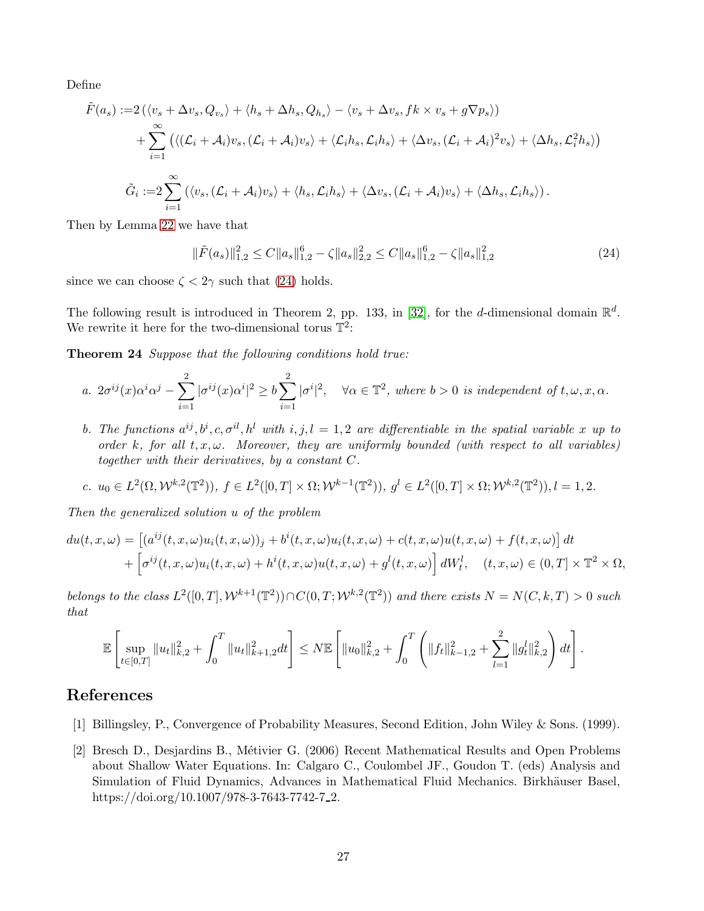Define

$$
\begin{aligned}
\tilde{F}(a_s) :=& 2\left(\langle v_s + \Delta v_s, Q_{v_s}\rangle + \langle h_s + \Delta h_s, Q_{h_s}\rangle - \langle v_s + \Delta v_s, fk \times v_s + g\nabla p_s\rangle\right) \\
&+ \sum_{i=1}^{\infty}\left(\langle(\mathcal{L}_i + \mathcal{A}_i)v_s, (\mathcal{L}_i + \mathcal{A}_i)v_s\rangle + \langle \mathcal{L}_i h_s, \mathcal{L}_i h_s\rangle + \langle \Delta v_s, (\mathcal{L}_i + \mathcal{A}_i)^2 v_s\rangle + \langle \Delta h_s, \mathcal{L}_i^2 h_s\rangle\right) \\
\tilde{G}_i :=& 2\sum_{i=1}^{\infty}\left(\langle v_s, (\mathcal{L}_i + \mathcal{A}_i)v_s\rangle + \langle h_s, \mathcal{L}_i h_s\rangle + \langle \Delta v_s, (\mathcal{L}_i + \mathcal{A}_i)v_s\rangle + \langle \Delta h_s, \mathcal{L}_i h_s\rangle\right).
\end{aligned}
$$

Then by Lemma 22 we have that

$$
\|\tilde{F}(a_s)\|_{1,2}^2 \leq C\|a_s\|_{1,2}^6 - \zeta\|a_s\|_{2,2}^2 \leq C\|a_s\|_{1,2}^6 - \zeta\|a_s\|_{1,2}^2 \tag{24}
$$

since we can choose $\zeta < 2\gamma$ such that (24) holds.

The following result is introduced in Theorem 2, pp. 133, in [32], for the $d$-dimensional domain $\mathbb{R}^d$. We rewrite it here for the two-dimensional torus $\mathbb{T}^2$:

**Theorem 24** *Suppose that the following conditions hold true:*

a. $2\sigma^{ij}(x)\alpha^i\alpha^j - \sum_{i=1}^{2}|\sigma^{ij}(x)\alpha^i|^2 \geq b\sum_{i=1}^{2}|\sigma^i|^2, \quad \forall \alpha \in \mathbb{T}^2$, *where $b > 0$ is independent of $t, \omega, x, \alpha$.*

b. *The functions $a^{ij}, b^i, c, \sigma^{il}, h^l$ with $i, j, l = 1, 2$ are differentiable in the spatial variable $x$ up to order $k$, for all $t, x, \omega$. Moreover, they are uniformly bounded (with respect to all variables) together with their derivatives, by a constant $C$.*

c. $u_0 \in L^2(\Omega, \mathcal{W}^{k,2}(\mathbb{T}^2))$, $f \in L^2([0,T] \times \Omega; \mathcal{W}^{k-1}(\mathbb{T}^2))$, $g^l \in L^2([0,T] \times \Omega; \mathcal{W}^{k,2}(\mathbb{T}^2)), l = 1, 2$.

*Then the generalized solution $u$ of the problem*

$$
\begin{aligned}
du(t,x,\omega) =& \left[(a^{ij}(t,x,\omega)u_i(t,x,\omega))_j + b^i(t,x,\omega)u_i(t,x,\omega) + c(t,x,\omega)u(t,x,\omega) + f(t,x,\omega)\right]dt \\
&+ \left[\sigma^{ij}(t,x,\omega)u_i(t,x,\omega) + h^i(t,x,\omega)u(t,x,\omega) + g^l(t,x,\omega)\right]dW_t^l, \quad (t,x,\omega) \in (0,T] \times \mathbb{T}^2 \times \Omega,
\end{aligned}
$$

*belongs to the class $L^2([0,T], \mathcal{W}^{k+1}(\mathbb{T}^2)) \cap C(0,T; \mathcal{W}^{k,2}(\mathbb{T}^2))$ and there exists $N = N(C,k,T) > 0$ such that*

$$
\mathbb{E}\left[\sup_{t\in[0,T]}\|u_t\|_{k,2}^2 + \int_0^T \|u_t\|_{k+1,2}^2 dt\right] \leq N\mathbb{E}\left[\|u_0\|_{k,2}^2 + \int_0^T \left(\|f_t\|_{k-1,2}^2 + \sum_{l=1}^{2}\|g_t^l\|_{k,2}^2\right)dt\right].
$$

## References

[1] Billingsley, P., Convergence of Probability Measures, Second Edition, John Wiley & Sons. (1999).

[2] Bresch D., Desjardins B., Métivier G. (2006) Recent Mathematical Results and Open Problems about Shallow Water Equations. In: Calgaro C., Coulombel JF., Goudon T. (eds) Analysis and Simulation of Fluid Dynamics, Advances in Mathematical Fluid Mechanics. Birkhäuser Basel, https://doi.org/10.1007/978-3-7643-7742-7_2.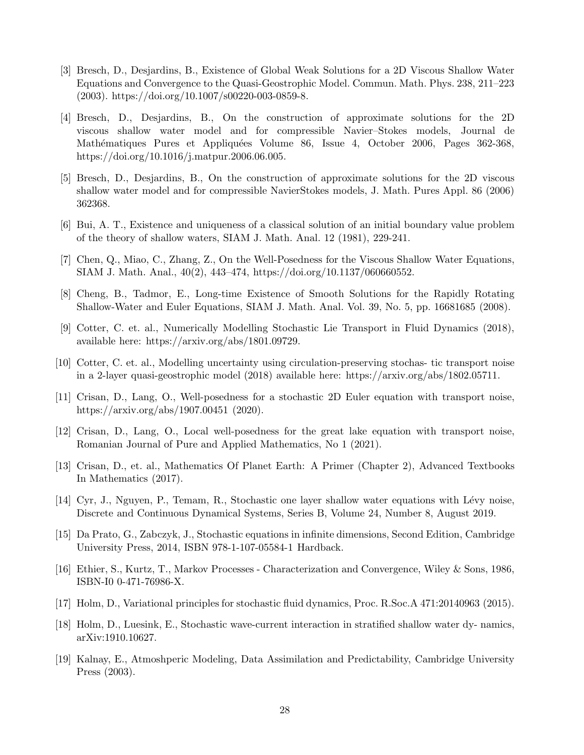[3] Bresch, D., Desjardins, B., Existence of Global Weak Solutions for a 2D Viscous Shallow Water Equations and Convergence to the Quasi-Geostrophic Model. Commun. Math. Phys. 238, 211–223 (2003). https://doi.org/10.1007/s00220-003-0859-8.

[4] Bresch, D., Desjardins, B., On the construction of approximate solutions for the 2D viscous shallow water model and for compressible Navier–Stokes models, Journal de Mathématiques Pures et Appliquées Volume 86, Issue 4, October 2006, Pages 362-368, https://doi.org/10.1016/j.matpur.2006.06.005.

[5] Bresch, D., Desjardins, B., On the construction of approximate solutions for the 2D viscous shallow water model and for compressible NavierStokes models, J. Math. Pures Appl. 86 (2006) 362368.

[6] Bui, A. T., Existence and uniqueness of a classical solution of an initial boundary value problem of the theory of shallow waters, SIAM J. Math. Anal. 12 (1981), 229-241.

[7] Chen, Q., Miao, C., Zhang, Z., On the Well-Posedness for the Viscous Shallow Water Equations, SIAM J. Math. Anal., 40(2), 443–474, https://doi.org/10.1137/060660552.

[8] Cheng, B., Tadmor, E., Long-time Existence of Smooth Solutions for the Rapidly Rotating Shallow-Water and Euler Equations, SIAM J. Math. Anal. Vol. 39, No. 5, pp. 16681685 (2008).

[9] Cotter, C. et. al., Numerically Modelling Stochastic Lie Transport in Fluid Dynamics (2018), available here: https://arxiv.org/abs/1801.09729.

[10] Cotter, C. et. al., Modelling uncertainty using circulation-preserving stochas- tic transport noise in a 2-layer quasi-geostrophic model (2018) available here: https://arxiv.org/abs/1802.05711.

[11] Crisan, D., Lang, O., Well-posedness for a stochastic 2D Euler equation with transport noise, https://arxiv.org/abs/1907.00451 (2020).

[12] Crisan, D., Lang, O., Local well-posedness for the great lake equation with transport noise, Romanian Journal of Pure and Applied Mathematics, No 1 (2021).

[13] Crisan, D., et. al., Mathematics Of Planet Earth: A Primer (Chapter 2), Advanced Textbooks In Mathematics (2017).

[14] Cyr, J., Nguyen, P., Temam, R., Stochastic one layer shallow water equations with Lévy noise, Discrete and Continuous Dynamical Systems, Series B, Volume 24, Number 8, August 2019.

[15] Da Prato, G., Zabczyk, J., Stochastic equations in infinite dimensions, Second Edition, Cambridge University Press, 2014, ISBN 978-1-107-05584-1 Hardback.

[16] Ethier, S., Kurtz, T., Markov Processes - Characterization and Convergence, Wiley & Sons, 1986, ISBN-I0 0-471-76986-X.

[17] Holm, D., Variational principles for stochastic fluid dynamics, Proc. R.Soc.A 471:20140963 (2015).

[18] Holm, D., Luesink, E., Stochastic wave-current interaction in stratified shallow water dy- namics, arXiv:1910.10627.

[19] Kalnay, E., Atmoshperic Modeling, Data Assimilation and Predictability, Cambridge University Press (2003).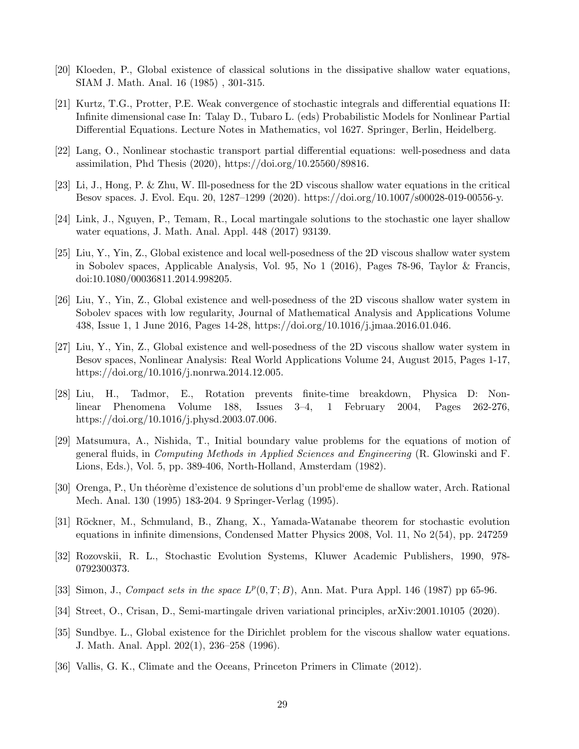[20] Kloeden, P., Global existence of classical solutions in the dissipative shallow water equations, SIAM J. Math. Anal. 16 (1985) , 301-315.

[21] Kurtz, T.G., Protter, P.E. Weak convergence of stochastic integrals and differential equations II: Infinite dimensional case In: Talay D., Tubaro L. (eds) Probabilistic Models for Nonlinear Partial Differential Equations. Lecture Notes in Mathematics, vol 1627. Springer, Berlin, Heidelberg.

[22] Lang, O., Nonlinear stochastic transport partial differential equations: well-posedness and data assimilation, Phd Thesis (2020), https://doi.org/10.25560/89816.

[23] Li, J., Hong, P. & Zhu, W. Ill-posedness for the 2D viscous shallow water equations in the critical Besov spaces. J. Evol. Equ. 20, 1287–1299 (2020). https://doi.org/10.1007/s00028-019-00556-y.

[24] Link, J., Nguyen, P., Temam, R., Local martingale solutions to the stochastic one layer shallow water equations, J. Math. Anal. Appl. 448 (2017) 93139.

[25] Liu, Y., Yin, Z., Global existence and local well-posedness of the 2D viscous shallow water system in Sobolev spaces, Applicable Analysis, Vol. 95, No 1 (2016), Pages 78-96, Taylor & Francis, doi:10.1080/00036811.2014.998205.

[26] Liu, Y., Yin, Z., Global existence and well-posedness of the 2D viscous shallow water system in Sobolev spaces with low regularity, Journal of Mathematical Analysis and Applications Volume 438, Issue 1, 1 June 2016, Pages 14-28, https://doi.org/10.1016/j.jmaa.2016.01.046.

[27] Liu, Y., Yin, Z., Global existence and well-posedness of the 2D viscous shallow water system in Besov spaces, Nonlinear Analysis: Real World Applications Volume 24, August 2015, Pages 1-17, https://doi.org/10.1016/j.nonrwa.2014.12.005.

[28] Liu, H., Tadmor, E., Rotation prevents finite-time breakdown, Physica D: Nonlinear Phenomena Volume 188, Issues 3–4, 1 February 2004, Pages 262-276, https://doi.org/10.1016/j.physd.2003.07.006.

[29] Matsumura, A., Nishida, T., Initial boundary value problems for the equations of motion of general fluids, in *Computing Methods in Applied Sciences and Engineering* (R. Glowinski and F. Lions, Eds.), Vol. 5, pp. 389-406, North-Holland, Amsterdam (1982).

[30] Orenga, P., Un théorème d'existence de solutions d'un probl'eme de shallow water, Arch. Rational Mech. Anal. 130 (1995) 183-204. 9 Springer-Verlag (1995).

[31] Röckner, M., Schmuland, B., Zhang, X., Yamada-Watanabe theorem for stochastic evolution equations in infinite dimensions, Condensed Matter Physics 2008, Vol. 11, No 2(54), pp. 247259

[32] Rozovskii, R. L., Stochastic Evolution Systems, Kluwer Academic Publishers, 1990, 978-0792300373.

[33] Simon, J., *Compact sets in the space* $L^p(0,T;B)$, Ann. Mat. Pura Appl. 146 (1987) pp 65-96.

[34] Street, O., Crisan, D., Semi-martingale driven variational principles, arXiv:2001.10105 (2020).

[35] Sundbye. L., Global existence for the Dirichlet problem for the viscous shallow water equations. J. Math. Anal. Appl. 202(1), 236–258 (1996).

[36] Vallis, G. K., Climate and the Oceans, Princeton Primers in Climate (2012).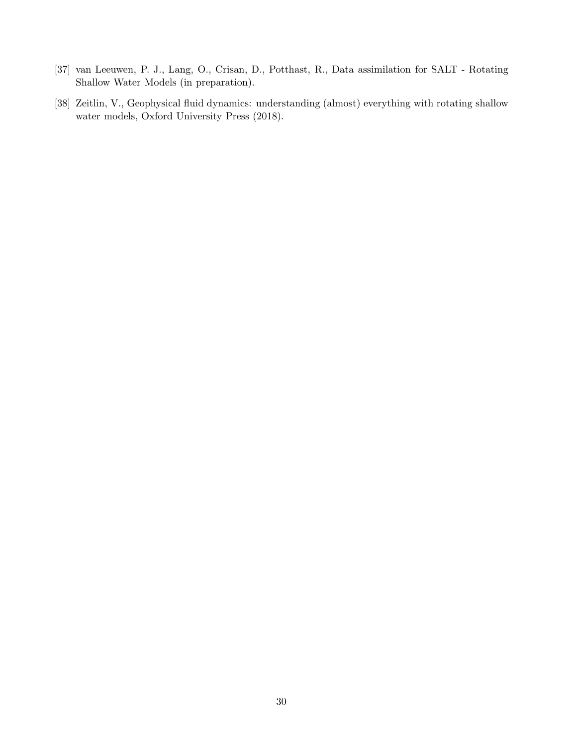[37] van Leeuwen, P. J., Lang, O., Crisan, D., Potthast, R., Data assimilation for SALT - Rotating Shallow Water Models (in preparation).

[38] Zeitlin, V., Geophysical fluid dynamics: understanding (almost) everything with rotating shallow water models, Oxford University Press (2018).